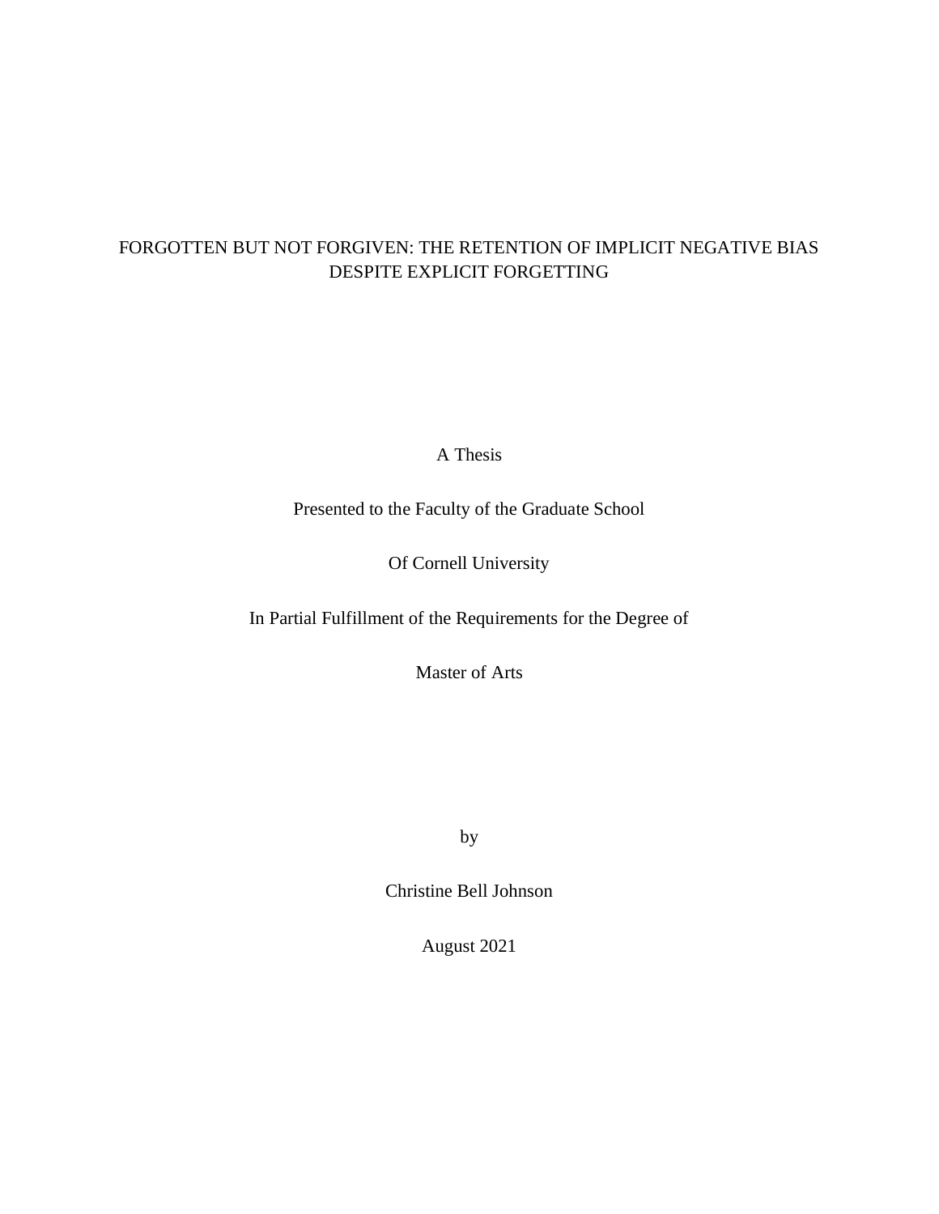# FORGOTTEN BUT NOT FORGIVEN: THE RETENTION OF IMPLICIT NEGATIVE BIAS DESPITE EXPLICIT FORGETTING

A Thesis

Presented to the Faculty of the Graduate School

Of Cornell University

In Partial Fulfillment of the Requirements for the Degree of

Master of Arts

by

Christine Bell Johnson

August 2021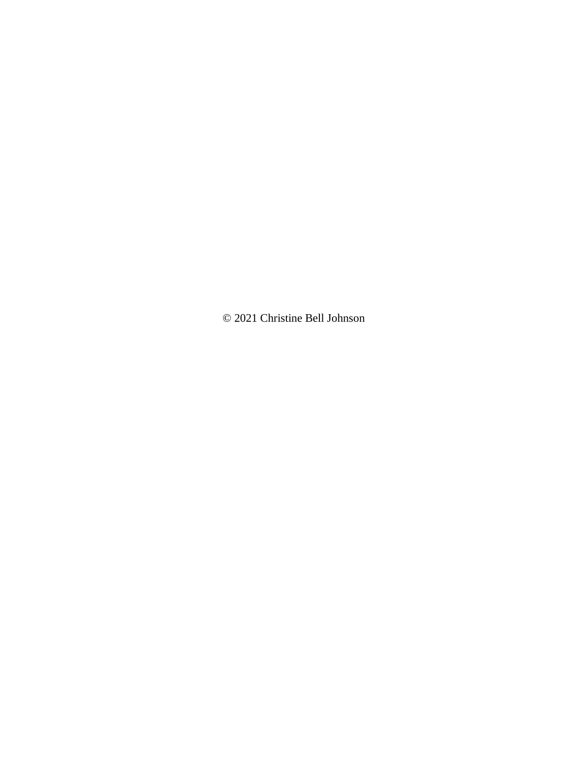© 2021 Christine Bell Johnson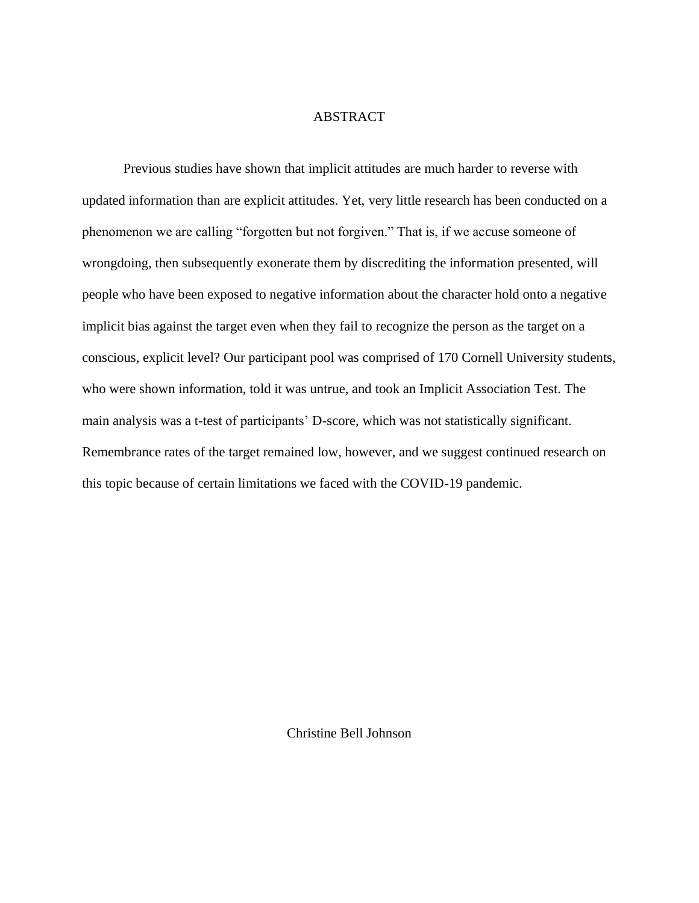# ABSTRACT

Previous studies have shown that implicit attitudes are much harder to reverse with updated information than are explicit attitudes. Yet, very little research has been conducted on a phenomenon we are calling "forgotten but not forgiven." That is, if we accuse someone of wrongdoing, then subsequently exonerate them by discrediting the information presented, will people who have been exposed to negative information about the character hold onto a negative implicit bias against the target even when they fail to recognize the person as the target on a conscious, explicit level? Our participant pool was comprised of 170 Cornell University students, who were shown information, told it was untrue, and took an Implicit Association Test. The main analysis was a t-test of participants' D-score, which was not statistically significant. Remembrance rates of the target remained low, however, and we suggest continued research on this topic because of certain limitations we faced with the COVID-19 pandemic.

Christine Bell Johnson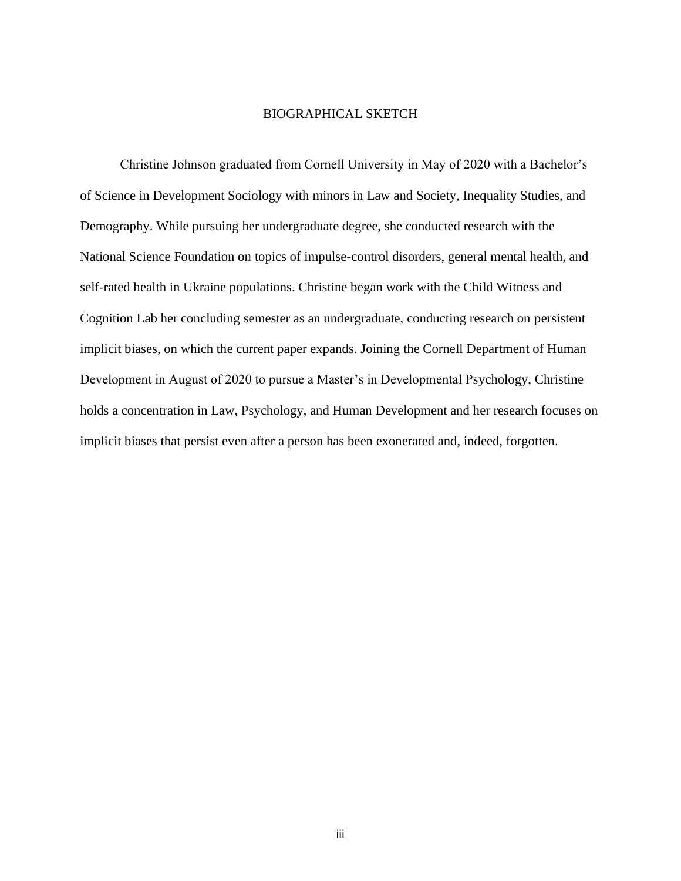# BIOGRAPHICAL SKETCH

Christine Johnson graduated from Cornell University in May of 2020 with a Bachelor's of Science in Development Sociology with minors in Law and Society, Inequality Studies, and Demography. While pursuing her undergraduate degree, she conducted research with the National Science Foundation on topics of impulse-control disorders, general mental health, and self-rated health in Ukraine populations. Christine began work with the Child Witness and Cognition Lab her concluding semester as an undergraduate, conducting research on persistent implicit biases, on which the current paper expands. Joining the Cornell Department of Human Development in August of 2020 to pursue a Master's in Developmental Psychology, Christine holds a concentration in Law, Psychology, and Human Development and her research focuses on implicit biases that persist even after a person has been exonerated and, indeed, forgotten.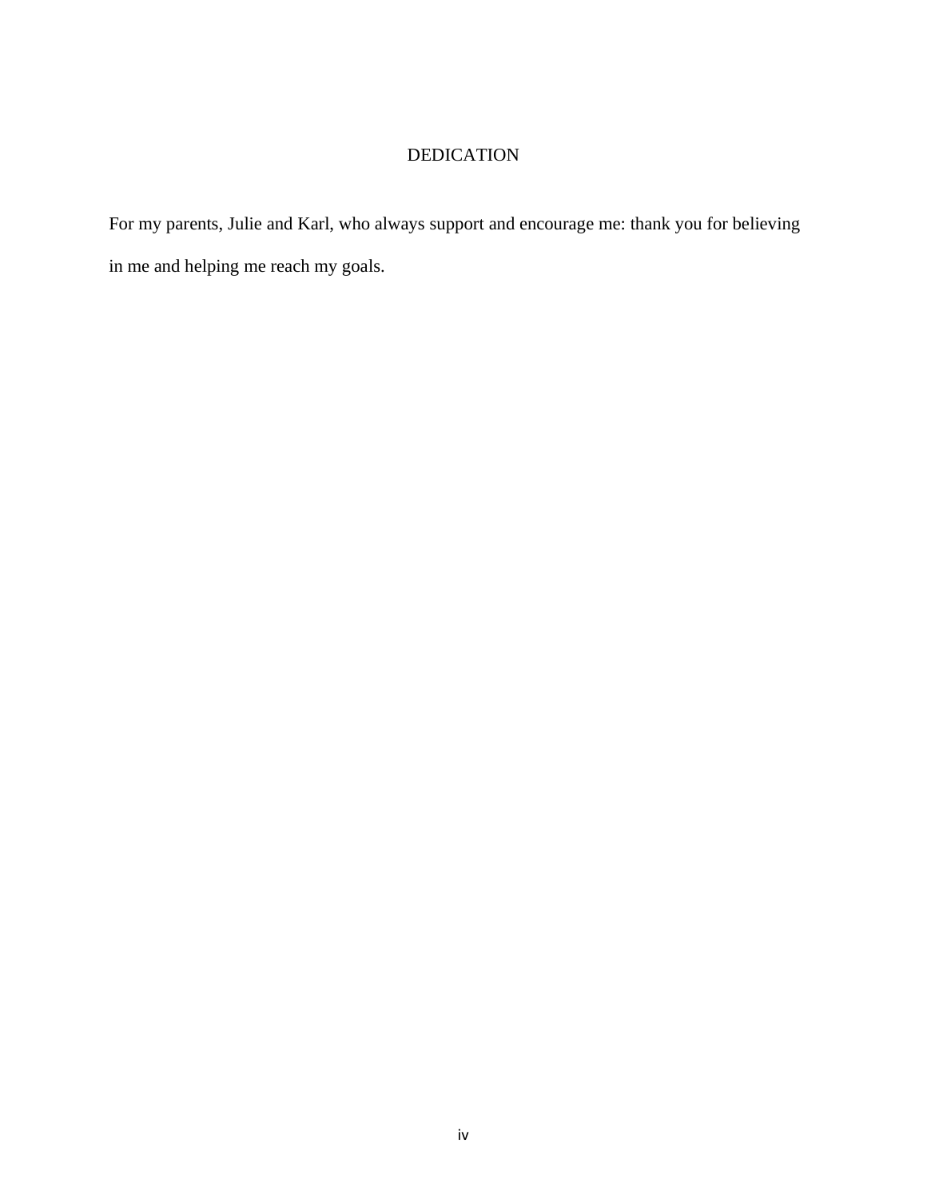# DEDICATION

For my parents, Julie and Karl, who always support and encourage me: thank you for believing in me and helping me reach my goals.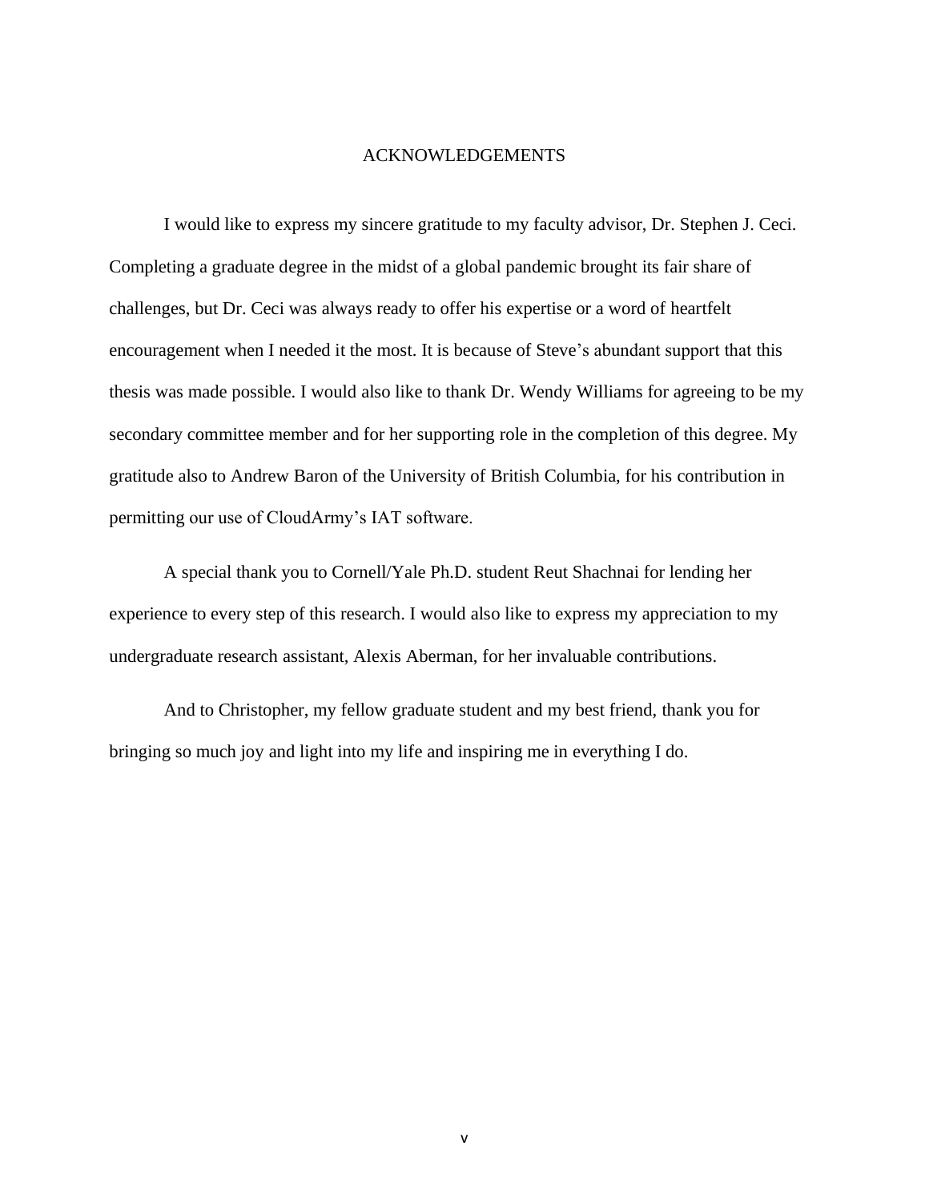# ACKNOWLEDGEMENTS

I would like to express my sincere gratitude to my faculty advisor, Dr. Stephen J. Ceci. Completing a graduate degree in the midst of a global pandemic brought its fair share of challenges, but Dr. Ceci was always ready to offer his expertise or a word of heartfelt encouragement when I needed it the most. It is because of Steve's abundant support that this thesis was made possible. I would also like to thank Dr. Wendy Williams for agreeing to be my secondary committee member and for her supporting role in the completion of this degree. My gratitude also to Andrew Baron of the University of British Columbia, for his contribution in permitting our use of CloudArmy's IAT software.

A special thank you to Cornell/Yale Ph.D. student Reut Shachnai for lending her experience to every step of this research. I would also like to express my appreciation to my undergraduate research assistant, Alexis Aberman, for her invaluable contributions.

And to Christopher, my fellow graduate student and my best friend, thank you for bringing so much joy and light into my life and inspiring me in everything I do.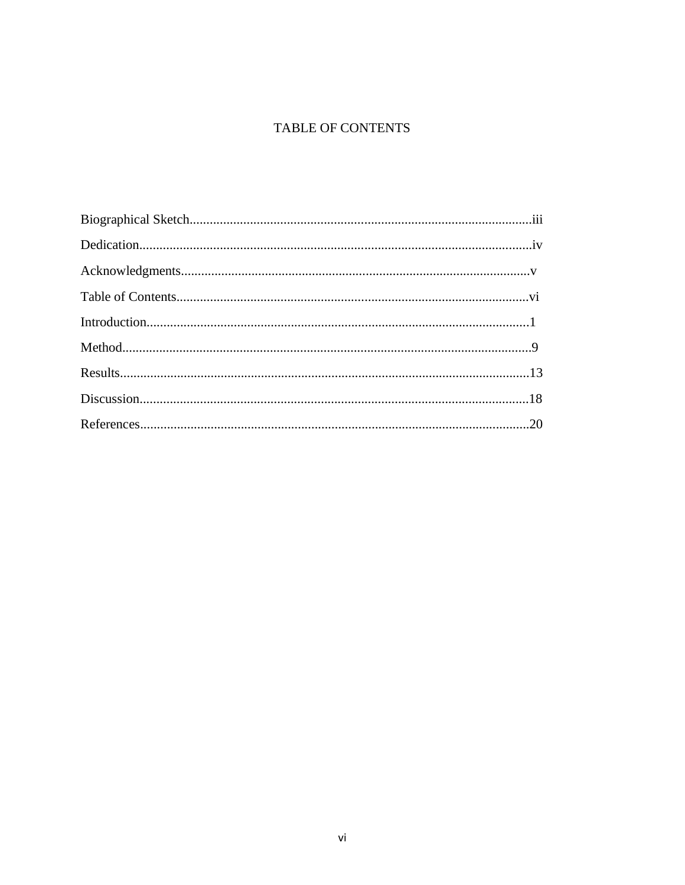# TABLE OF CONTENTS

Biographical Sketch......................................................................................................iii

Dedication....................................................................................................................iv

Acknowledgments.......................................................................................................v

Table of Contents........................................................................................................vi

Introduction.................................................................................................................1

Method.........................................................................................................................9

Results.........................................................................................................................13

Discussion...................................................................................................................18

References...................................................................................................................20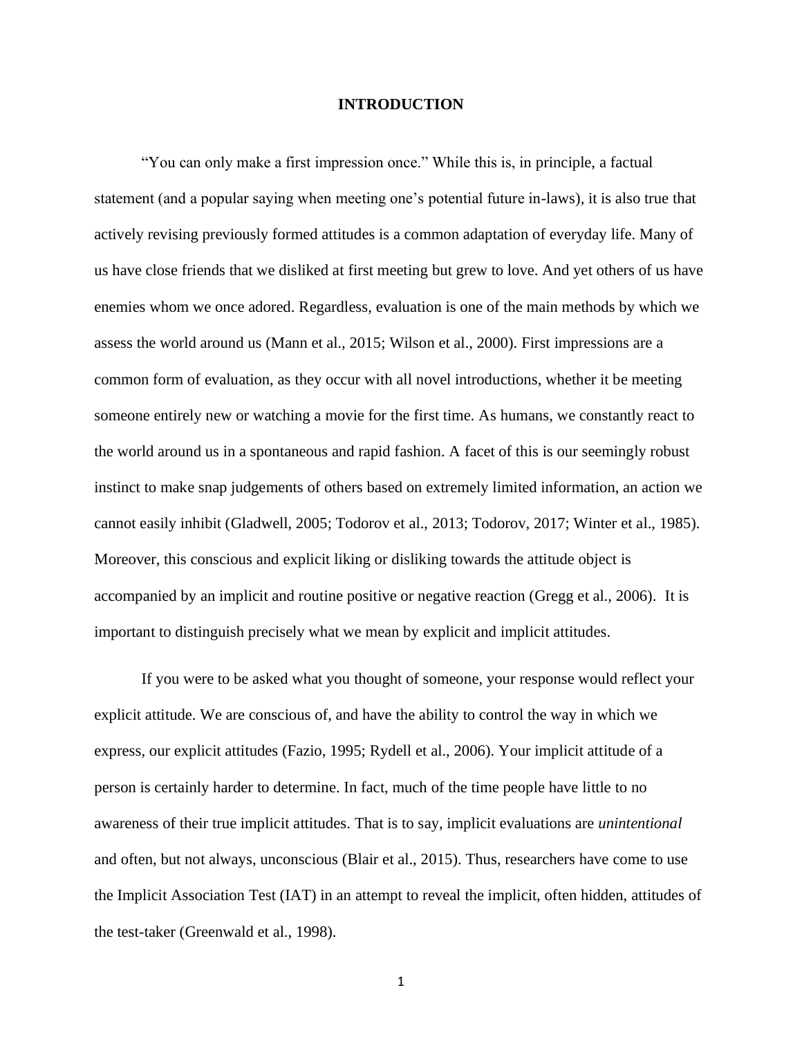# INTRODUCTION

"You can only make a first impression once." While this is, in principle, a factual statement (and a popular saying when meeting one's potential future in-laws), it is also true that actively revising previously formed attitudes is a common adaptation of everyday life. Many of us have close friends that we disliked at first meeting but grew to love. And yet others of us have enemies whom we once adored. Regardless, evaluation is one of the main methods by which we assess the world around us (Mann et al., 2015; Wilson et al., 2000). First impressions are a common form of evaluation, as they occur with all novel introductions, whether it be meeting someone entirely new or watching a movie for the first time. As humans, we constantly react to the world around us in a spontaneous and rapid fashion. A facet of this is our seemingly robust instinct to make snap judgements of others based on extremely limited information, an action we cannot easily inhibit (Gladwell, 2005; Todorov et al., 2013; Todorov, 2017; Winter et al., 1985). Moreover, this conscious and explicit liking or disliking towards the attitude object is accompanied by an implicit and routine positive or negative reaction (Gregg et al., 2006). It is important to distinguish precisely what we mean by explicit and implicit attitudes.

If you were to be asked what you thought of someone, your response would reflect your explicit attitude. We are conscious of, and have the ability to control the way in which we express, our explicit attitudes (Fazio, 1995; Rydell et al., 2006). Your implicit attitude of a person is certainly harder to determine. In fact, much of the time people have little to no awareness of their true implicit attitudes. That is to say, implicit evaluations are *unintentional* and often, but not always, unconscious (Blair et al., 2015). Thus, researchers have come to use the Implicit Association Test (IAT) in an attempt to reveal the implicit, often hidden, attitudes of the test-taker (Greenwald et al., 1998).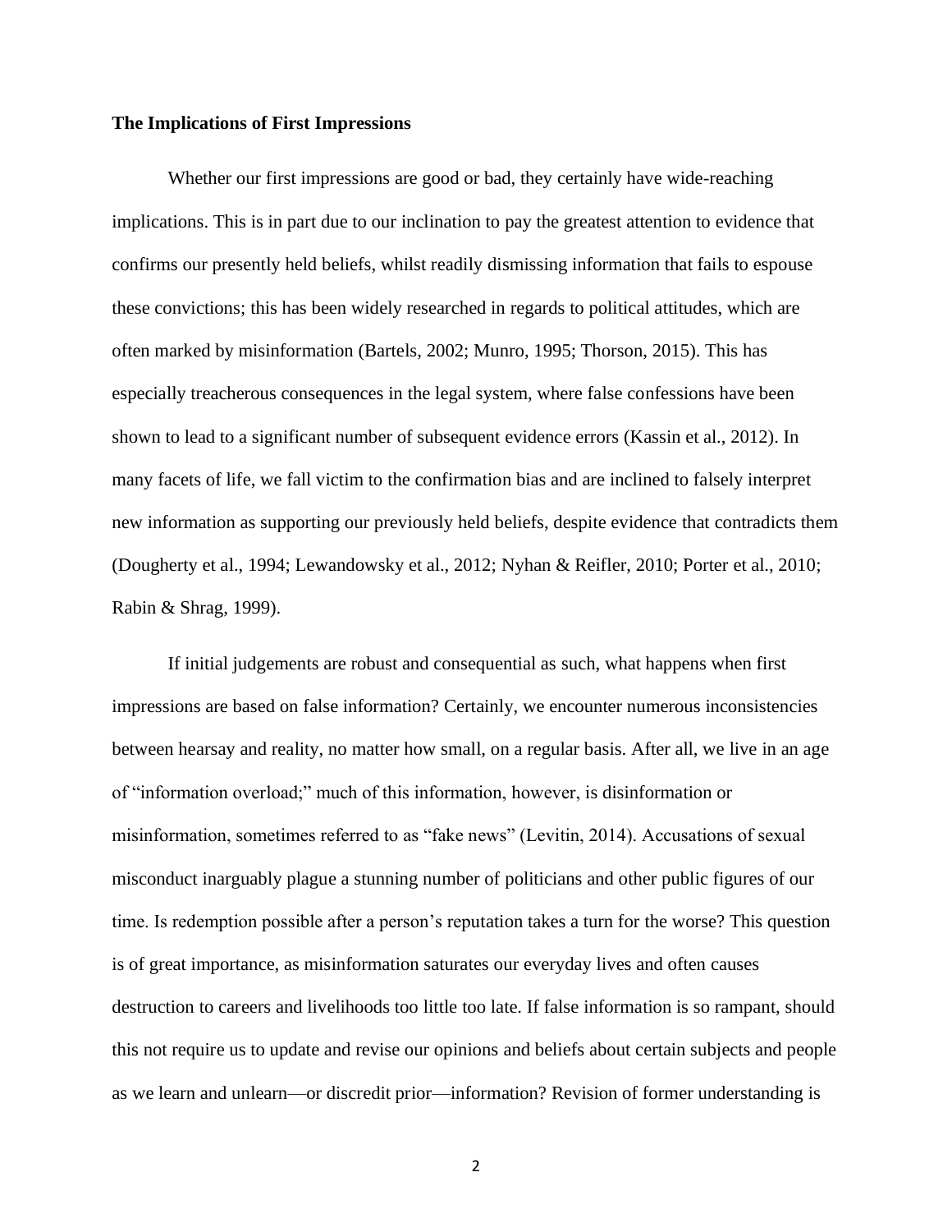**The Implications of First Impressions**

Whether our first impressions are good or bad, they certainly have wide-reaching implications. This is in part due to our inclination to pay the greatest attention to evidence that confirms our presently held beliefs, whilst readily dismissing information that fails to espouse these convictions; this has been widely researched in regards to political attitudes, which are often marked by misinformation (Bartels, 2002; Munro, 1995; Thorson, 2015). This has especially treacherous consequences in the legal system, where false confessions have been shown to lead to a significant number of subsequent evidence errors (Kassin et al., 2012). In many facets of life, we fall victim to the confirmation bias and are inclined to falsely interpret new information as supporting our previously held beliefs, despite evidence that contradicts them (Dougherty et al., 1994; Lewandowsky et al., 2012; Nyhan & Reifler, 2010; Porter et al., 2010; Rabin & Shrag, 1999).

If initial judgements are robust and consequential as such, what happens when first impressions are based on false information? Certainly, we encounter numerous inconsistencies between hearsay and reality, no matter how small, on a regular basis. After all, we live in an age of "information overload;" much of this information, however, is disinformation or misinformation, sometimes referred to as "fake news" (Levitin, 2014). Accusations of sexual misconduct inarguably plague a stunning number of politicians and other public figures of our time. Is redemption possible after a person's reputation takes a turn for the worse? This question is of great importance, as misinformation saturates our everyday lives and often causes destruction to careers and livelihoods too little too late. If false information is so rampant, should this not require us to update and revise our opinions and beliefs about certain subjects and people as we learn and unlearn—or discredit prior—information? Revision of former understanding is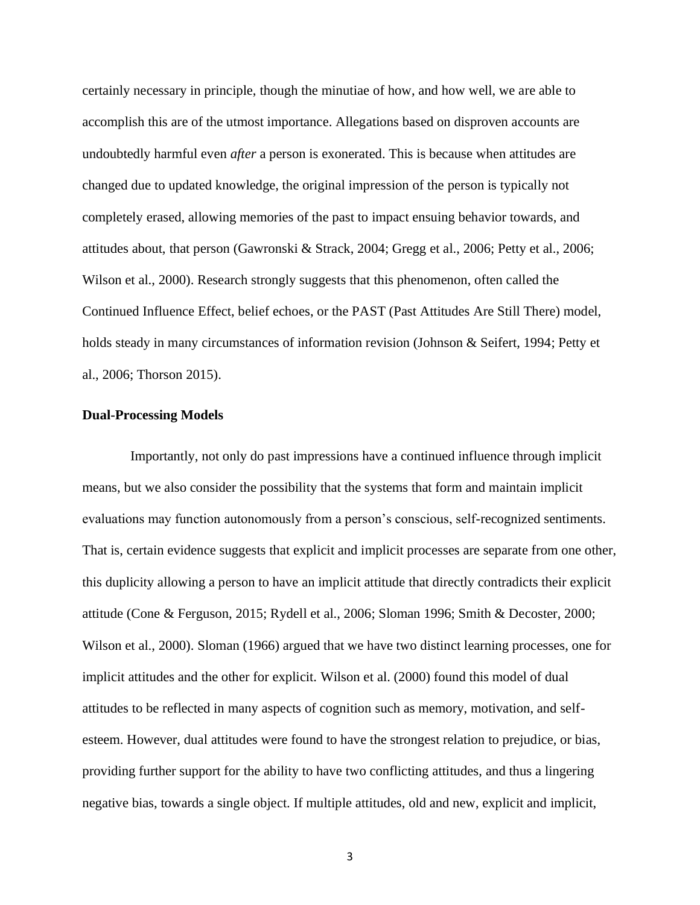certainly necessary in principle, though the minutiae of how, and how well, we are able to accomplish this are of the utmost importance. Allegations based on disproven accounts are undoubtedly harmful even *after* a person is exonerated. This is because when attitudes are changed due to updated knowledge, the original impression of the person is typically not completely erased, allowing memories of the past to impact ensuing behavior towards, and attitudes about, that person (Gawronski & Strack, 2004; Gregg et al., 2006; Petty et al., 2006; Wilson et al., 2000). Research strongly suggests that this phenomenon, often called the Continued Influence Effect, belief echoes, or the PAST (Past Attitudes Are Still There) model, holds steady in many circumstances of information revision (Johnson & Seifert, 1994; Petty et al., 2006; Thorson 2015).

**Dual-Processing Models**

Importantly, not only do past impressions have a continued influence through implicit means, but we also consider the possibility that the systems that form and maintain implicit evaluations may function autonomously from a person's conscious, self-recognized sentiments. That is, certain evidence suggests that explicit and implicit processes are separate from one other, this duplicity allowing a person to have an implicit attitude that directly contradicts their explicit attitude (Cone & Ferguson, 2015; Rydell et al., 2006; Sloman 1996; Smith & Decoster, 2000; Wilson et al., 2000). Sloman (1966) argued that we have two distinct learning processes, one for implicit attitudes and the other for explicit. Wilson et al. (2000) found this model of dual attitudes to be reflected in many aspects of cognition such as memory, motivation, and self-esteem. However, dual attitudes were found to have the strongest relation to prejudice, or bias, providing further support for the ability to have two conflicting attitudes, and thus a lingering negative bias, towards a single object. If multiple attitudes, old and new, explicit and implicit,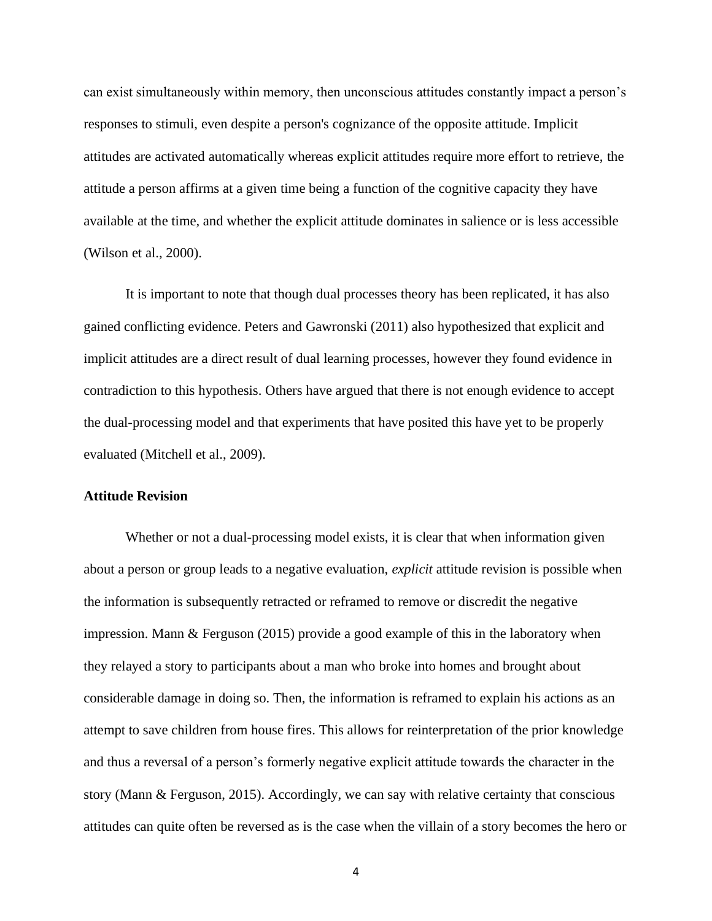can exist simultaneously within memory, then unconscious attitudes constantly impact a person's responses to stimuli, even despite a person's cognizance of the opposite attitude. Implicit attitudes are activated automatically whereas explicit attitudes require more effort to retrieve, the attitude a person affirms at a given time being a function of the cognitive capacity they have available at the time, and whether the explicit attitude dominates in salience or is less accessible (Wilson et al., 2000).

It is important to note that though dual processes theory has been replicated, it has also gained conflicting evidence. Peters and Gawronski (2011) also hypothesized that explicit and implicit attitudes are a direct result of dual learning processes, however they found evidence in contradiction to this hypothesis. Others have argued that there is not enough evidence to accept the dual-processing model and that experiments that have posited this have yet to be properly evaluated (Mitchell et al., 2009).

**Attitude Revision**

Whether or not a dual-processing model exists, it is clear that when information given about a person or group leads to a negative evaluation, *explicit* attitude revision is possible when the information is subsequently retracted or reframed to remove or discredit the negative impression. Mann & Ferguson (2015) provide a good example of this in the laboratory when they relayed a story to participants about a man who broke into homes and brought about considerable damage in doing so. Then, the information is reframed to explain his actions as an attempt to save children from house fires. This allows for reinterpretation of the prior knowledge and thus a reversal of a person's formerly negative explicit attitude towards the character in the story (Mann & Ferguson, 2015). Accordingly, we can say with relative certainty that conscious attitudes can quite often be reversed as is the case when the villain of a story becomes the hero or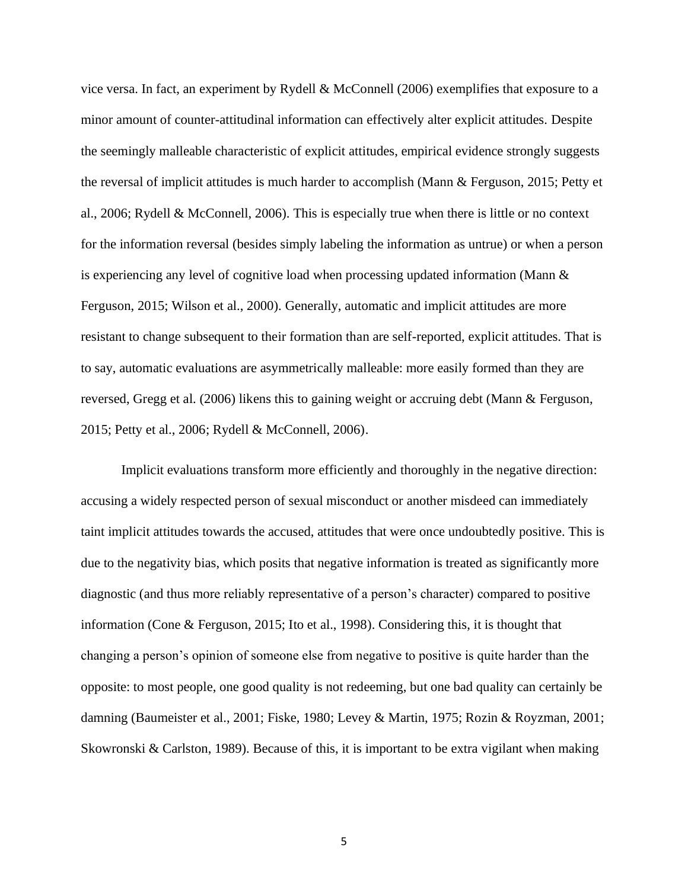vice versa. In fact, an experiment by Rydell & McConnell (2006) exemplifies that exposure to a minor amount of counter-attitudinal information can effectively alter explicit attitudes. Despite the seemingly malleable characteristic of explicit attitudes, empirical evidence strongly suggests the reversal of implicit attitudes is much harder to accomplish (Mann & Ferguson, 2015; Petty et al., 2006; Rydell & McConnell, 2006). This is especially true when there is little or no context for the information reversal (besides simply labeling the information as untrue) or when a person is experiencing any level of cognitive load when processing updated information (Mann & Ferguson, 2015; Wilson et al., 2000). Generally, automatic and implicit attitudes are more resistant to change subsequent to their formation than are self-reported, explicit attitudes. That is to say, automatic evaluations are asymmetrically malleable: more easily formed than they are reversed, Gregg et al. (2006) likens this to gaining weight or accruing debt (Mann & Ferguson, 2015; Petty et al., 2006; Rydell & McConnell, 2006).

Implicit evaluations transform more efficiently and thoroughly in the negative direction: accusing a widely respected person of sexual misconduct or another misdeed can immediately taint implicit attitudes towards the accused, attitudes that were once undoubtedly positive. This is due to the negativity bias, which posits that negative information is treated as significantly more diagnostic (and thus more reliably representative of a person's character) compared to positive information (Cone & Ferguson, 2015; Ito et al., 1998). Considering this, it is thought that changing a person's opinion of someone else from negative to positive is quite harder than the opposite: to most people, one good quality is not redeeming, but one bad quality can certainly be damning (Baumeister et al., 2001; Fiske, 1980; Levey & Martin, 1975; Rozin & Royzman, 2001; Skowronski & Carlston, 1989). Because of this, it is important to be extra vigilant when making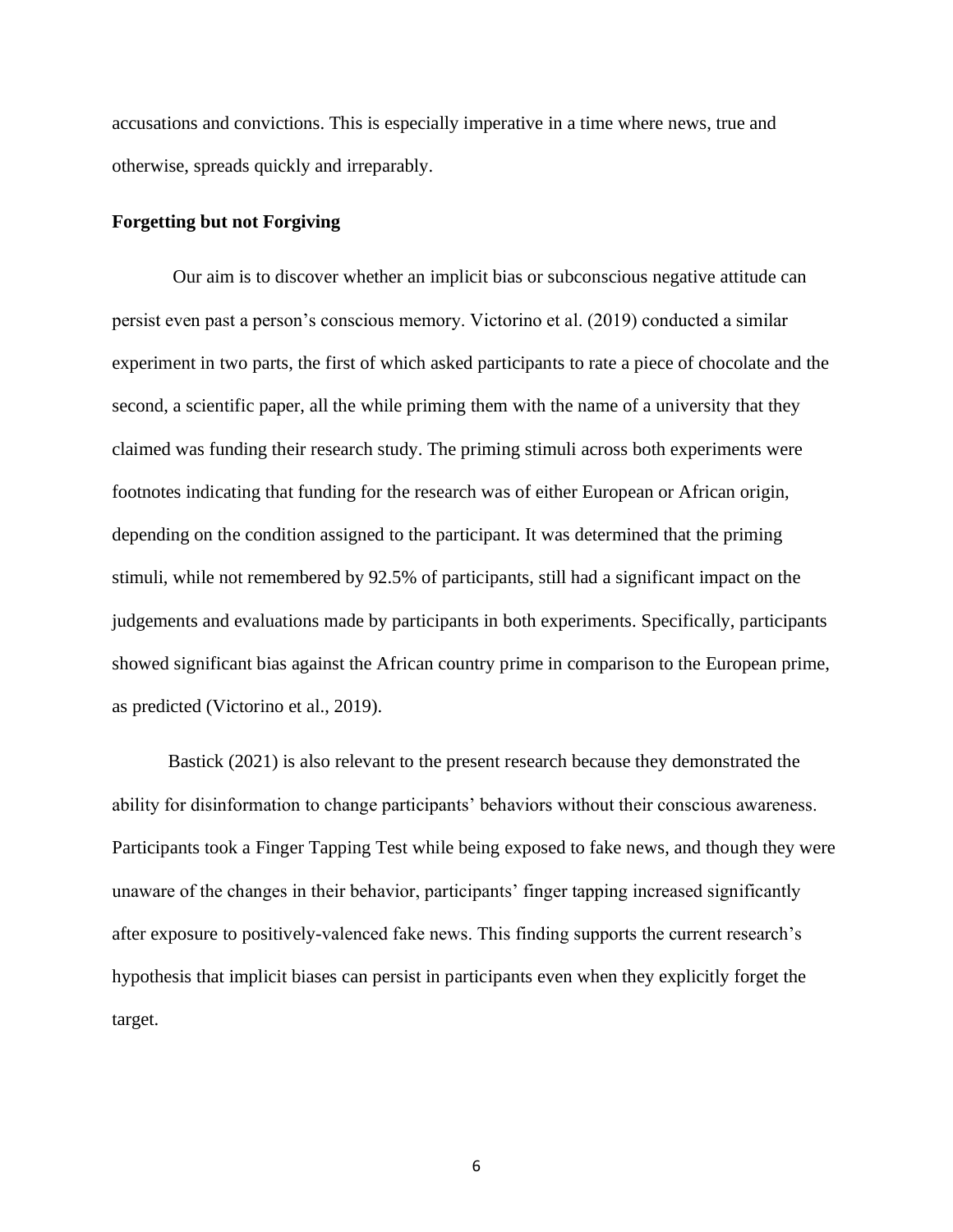accusations and convictions. This is especially imperative in a time where news, true and otherwise, spreads quickly and irreparably.

### Forgetting but not Forgiving

Our aim is to discover whether an implicit bias or subconscious negative attitude can persist even past a person's conscious memory. Victorino et al. (2019) conducted a similar experiment in two parts, the first of which asked participants to rate a piece of chocolate and the second, a scientific paper, all the while priming them with the name of a university that they claimed was funding their research study. The priming stimuli across both experiments were footnotes indicating that funding for the research was of either European or African origin, depending on the condition assigned to the participant. It was determined that the priming stimuli, while not remembered by 92.5% of participants, still had a significant impact on the judgements and evaluations made by participants in both experiments. Specifically, participants showed significant bias against the African country prime in comparison to the European prime, as predicted (Victorino et al., 2019).

Bastick (2021) is also relevant to the present research because they demonstrated the ability for disinformation to change participants' behaviors without their conscious awareness. Participants took a Finger Tapping Test while being exposed to fake news, and though they were unaware of the changes in their behavior, participants' finger tapping increased significantly after exposure to positively-valenced fake news. This finding supports the current research's hypothesis that implicit biases can persist in participants even when they explicitly forget the target.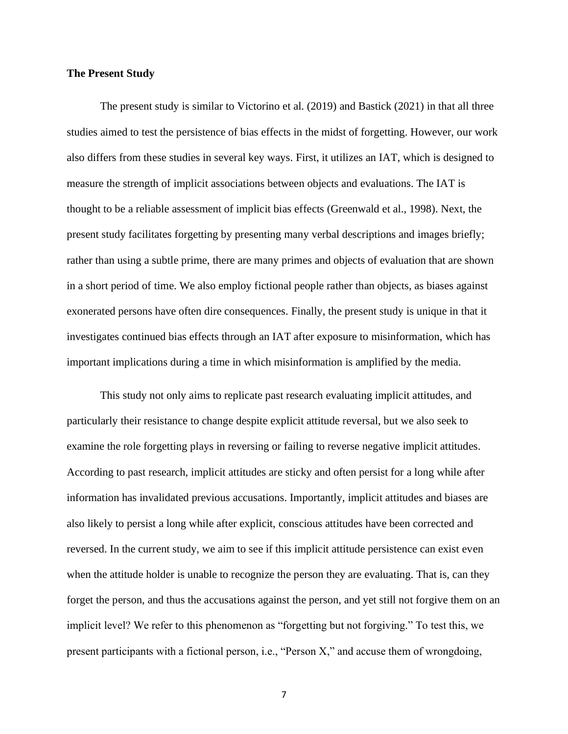### The Present Study

The present study is similar to Victorino et al. (2019) and Bastick (2021) in that all three studies aimed to test the persistence of bias effects in the midst of forgetting. However, our work also differs from these studies in several key ways. First, it utilizes an IAT, which is designed to measure the strength of implicit associations between objects and evaluations. The IAT is thought to be a reliable assessment of implicit bias effects (Greenwald et al., 1998). Next, the present study facilitates forgetting by presenting many verbal descriptions and images briefly; rather than using a subtle prime, there are many primes and objects of evaluation that are shown in a short period of time. We also employ fictional people rather than objects, as biases against exonerated persons have often dire consequences. Finally, the present study is unique in that it investigates continued bias effects through an IAT after exposure to misinformation, which has important implications during a time in which misinformation is amplified by the media.

This study not only aims to replicate past research evaluating implicit attitudes, and particularly their resistance to change despite explicit attitude reversal, but we also seek to examine the role forgetting plays in reversing or failing to reverse negative implicit attitudes. According to past research, implicit attitudes are sticky and often persist for a long while after information has invalidated previous accusations. Importantly, implicit attitudes and biases are also likely to persist a long while after explicit, conscious attitudes have been corrected and reversed. In the current study, we aim to see if this implicit attitude persistence can exist even when the attitude holder is unable to recognize the person they are evaluating. That is, can they forget the person, and thus the accusations against the person, and yet still not forgive them on an implicit level? We refer to this phenomenon as "forgetting but not forgiving." To test this, we present participants with a fictional person, i.e., "Person X," and accuse them of wrongdoing,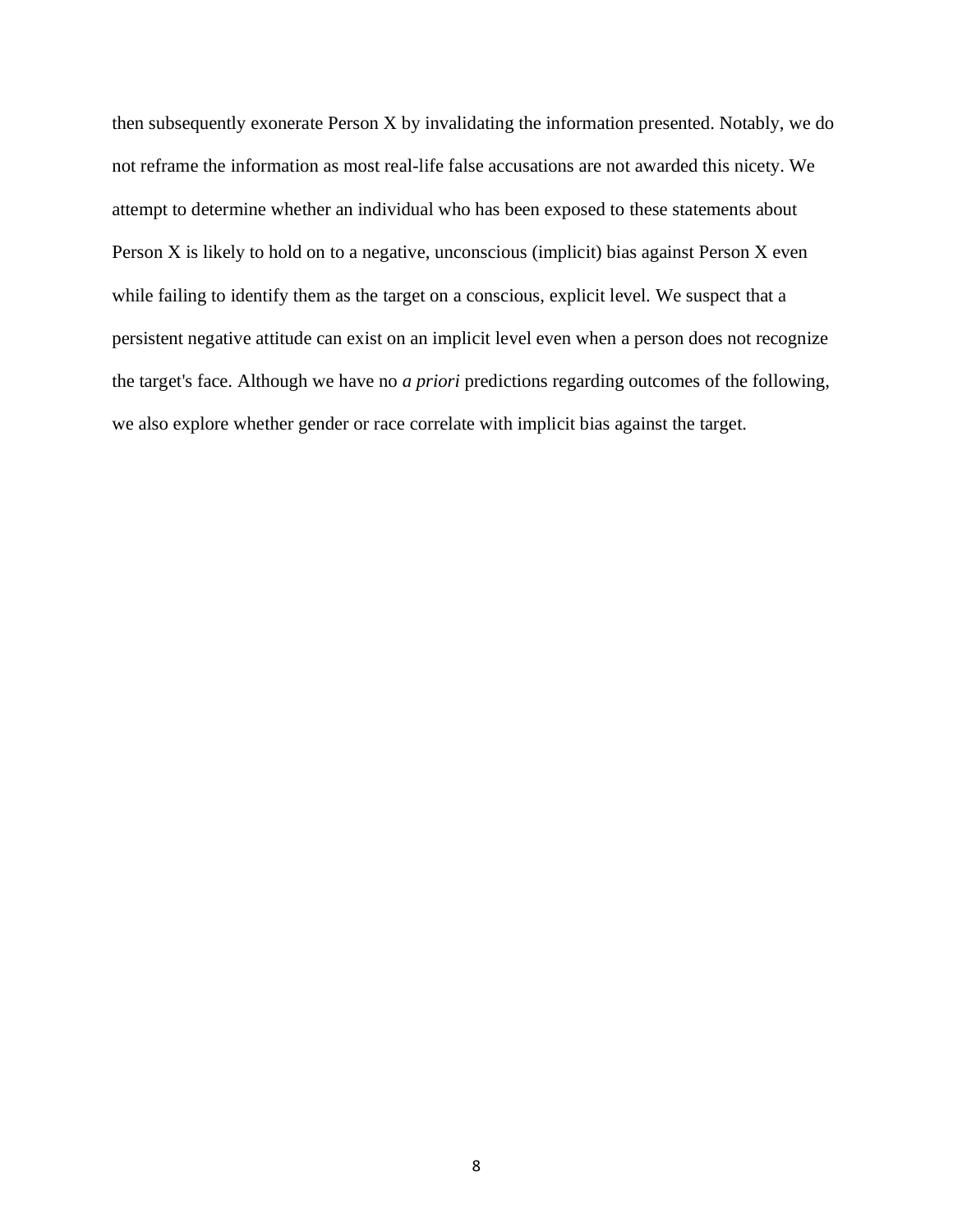then subsequently exonerate Person X by invalidating the information presented. Notably, we do not reframe the information as most real-life false accusations are not awarded this nicety. We attempt to determine whether an individual who has been exposed to these statements about Person X is likely to hold on to a negative, unconscious (implicit) bias against Person X even while failing to identify them as the target on a conscious, explicit level. We suspect that a persistent negative attitude can exist on an implicit level even when a person does not recognize the target's face. Although we have no *a priori* predictions regarding outcomes of the following, we also explore whether gender or race correlate with implicit bias against the target.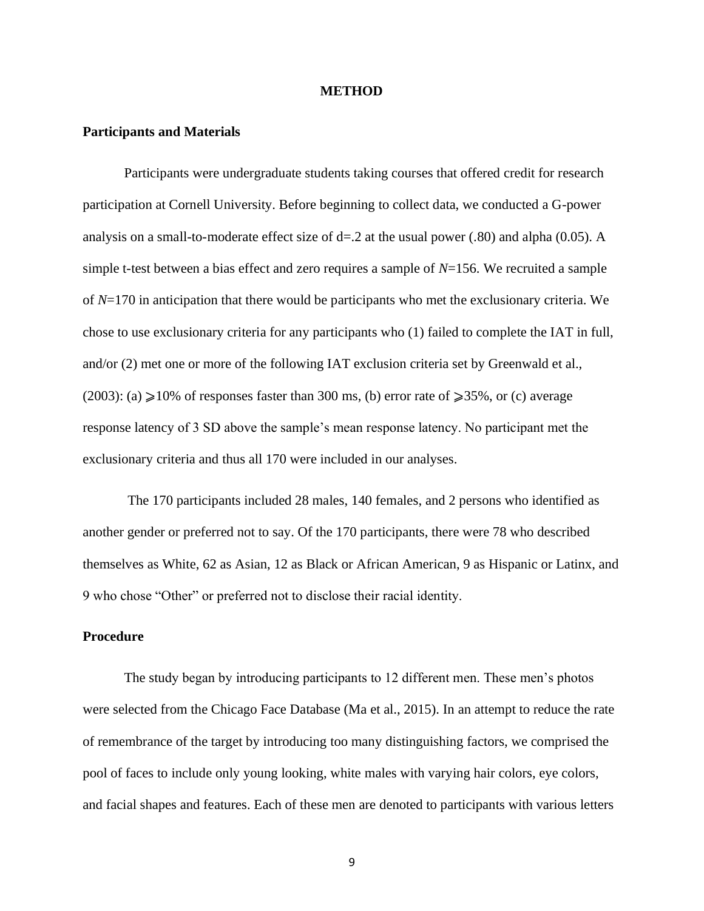# METHOD

## Participants and Materials

Participants were undergraduate students taking courses that offered credit for research participation at Cornell University. Before beginning to collect data, we conducted a G-power analysis on a small-to-moderate effect size of d=.2 at the usual power (.80) and alpha (0.05). A simple t-test between a bias effect and zero requires a sample of *N*=156. We recruited a sample of *N*=170 in anticipation that there would be participants who met the exclusionary criteria. We chose to use exclusionary criteria for any participants who (1) failed to complete the IAT in full, and/or (2) met one or more of the following IAT exclusion criteria set by Greenwald et al., (2003): (a) ⩾10% of responses faster than 300 ms, (b) error rate of ⩾35%, or (c) average response latency of 3 SD above the sample's mean response latency. No participant met the exclusionary criteria and thus all 170 were included in our analyses.

The 170 participants included 28 males, 140 females, and 2 persons who identified as another gender or preferred not to say. Of the 170 participants, there were 78 who described themselves as White, 62 as Asian, 12 as Black or African American, 9 as Hispanic or Latinx, and 9 who chose "Other" or preferred not to disclose their racial identity.

## Procedure

The study began by introducing participants to 12 different men. These men's photos were selected from the Chicago Face Database (Ma et al., 2015). In an attempt to reduce the rate of remembrance of the target by introducing too many distinguishing factors, we comprised the pool of faces to include only young looking, white males with varying hair colors, eye colors, and facial shapes and features. Each of these men are denoted to participants with various letters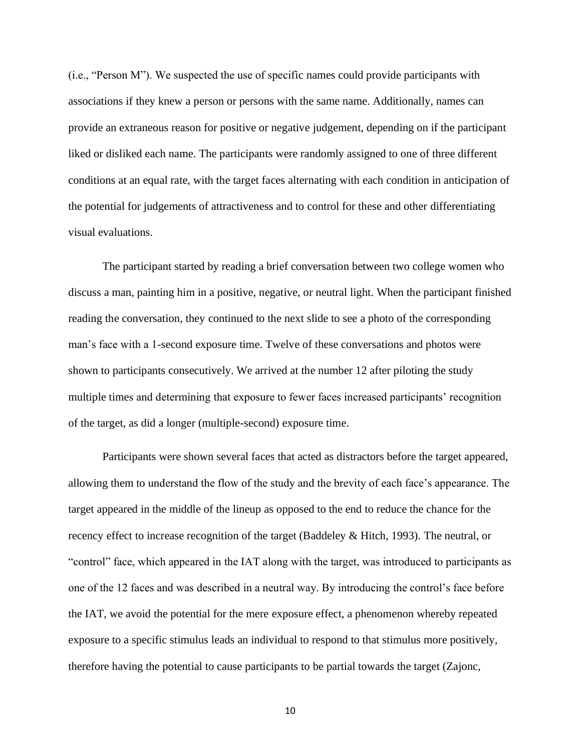(i.e., "Person M"). We suspected the use of specific names could provide participants with associations if they knew a person or persons with the same name. Additionally, names can provide an extraneous reason for positive or negative judgement, depending on if the participant liked or disliked each name. The participants were randomly assigned to one of three different conditions at an equal rate, with the target faces alternating with each condition in anticipation of the potential for judgements of attractiveness and to control for these and other differentiating visual evaluations.

The participant started by reading a brief conversation between two college women who discuss a man, painting him in a positive, negative, or neutral light. When the participant finished reading the conversation, they continued to the next slide to see a photo of the corresponding man's face with a 1-second exposure time. Twelve of these conversations and photos were shown to participants consecutively. We arrived at the number 12 after piloting the study multiple times and determining that exposure to fewer faces increased participants' recognition of the target, as did a longer (multiple-second) exposure time.

Participants were shown several faces that acted as distractors before the target appeared, allowing them to understand the flow of the study and the brevity of each face's appearance. The target appeared in the middle of the lineup as opposed to the end to reduce the chance for the recency effect to increase recognition of the target (Baddeley & Hitch, 1993). The neutral, or "control" face, which appeared in the IAT along with the target, was introduced to participants as one of the 12 faces and was described in a neutral way. By introducing the control's face before the IAT, we avoid the potential for the mere exposure effect, a phenomenon whereby repeated exposure to a specific stimulus leads an individual to respond to that stimulus more positively, therefore having the potential to cause participants to be partial towards the target (Zajonc,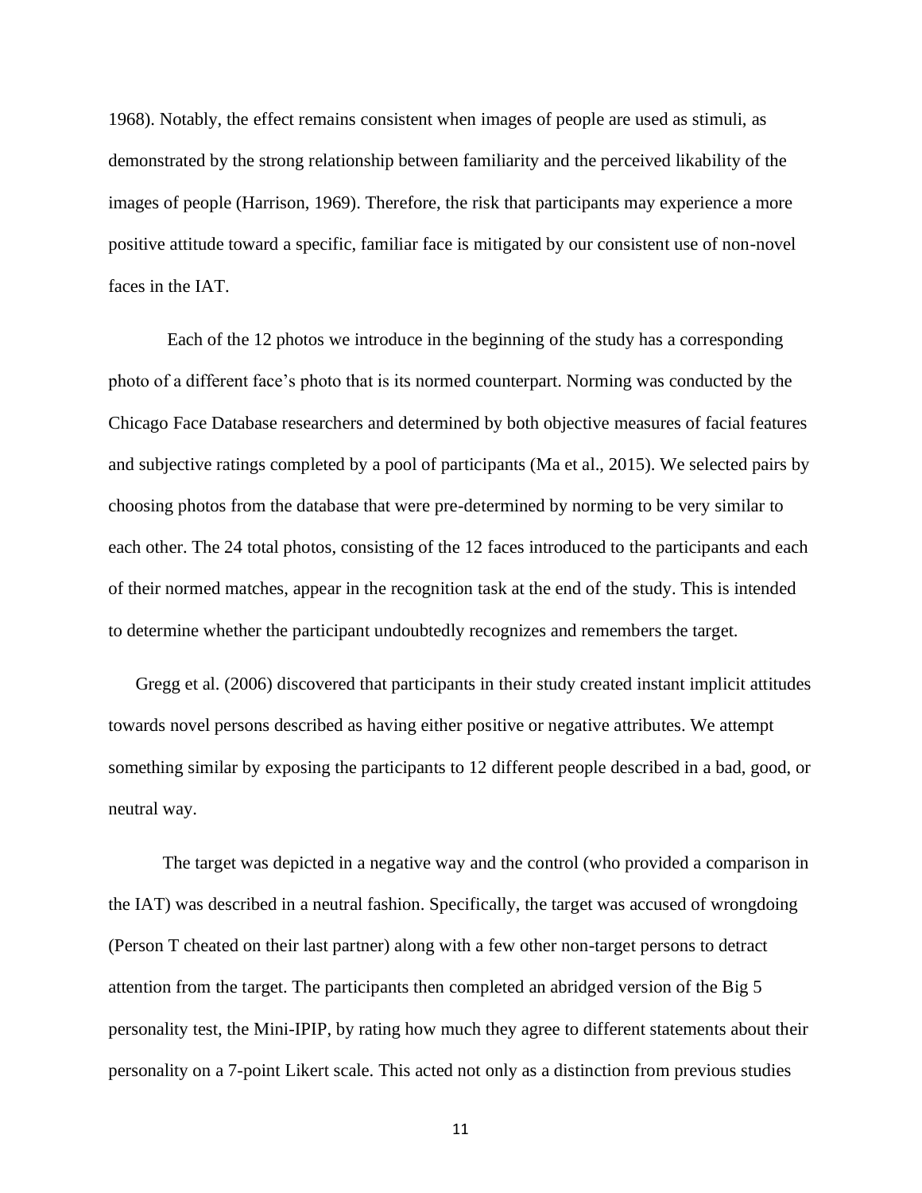1968). Notably, the effect remains consistent when images of people are used as stimuli, as demonstrated by the strong relationship between familiarity and the perceived likability of the images of people (Harrison, 1969). Therefore, the risk that participants may experience a more positive attitude toward a specific, familiar face is mitigated by our consistent use of non-novel faces in the IAT.

Each of the 12 photos we introduce in the beginning of the study has a corresponding photo of a different face's photo that is its normed counterpart. Norming was conducted by the Chicago Face Database researchers and determined by both objective measures of facial features and subjective ratings completed by a pool of participants (Ma et al., 2015). We selected pairs by choosing photos from the database that were pre-determined by norming to be very similar to each other. The 24 total photos, consisting of the 12 faces introduced to the participants and each of their normed matches, appear in the recognition task at the end of the study. This is intended to determine whether the participant undoubtedly recognizes and remembers the target.

Gregg et al. (2006) discovered that participants in their study created instant implicit attitudes towards novel persons described as having either positive or negative attributes. We attempt something similar by exposing the participants to 12 different people described in a bad, good, or neutral way.

The target was depicted in a negative way and the control (who provided a comparison in the IAT) was described in a neutral fashion. Specifically, the target was accused of wrongdoing (Person T cheated on their last partner) along with a few other non-target persons to detract attention from the target. The participants then completed an abridged version of the Big 5 personality test, the Mini-IPIP, by rating how much they agree to different statements about their personality on a 7-point Likert scale. This acted not only as a distinction from previous studies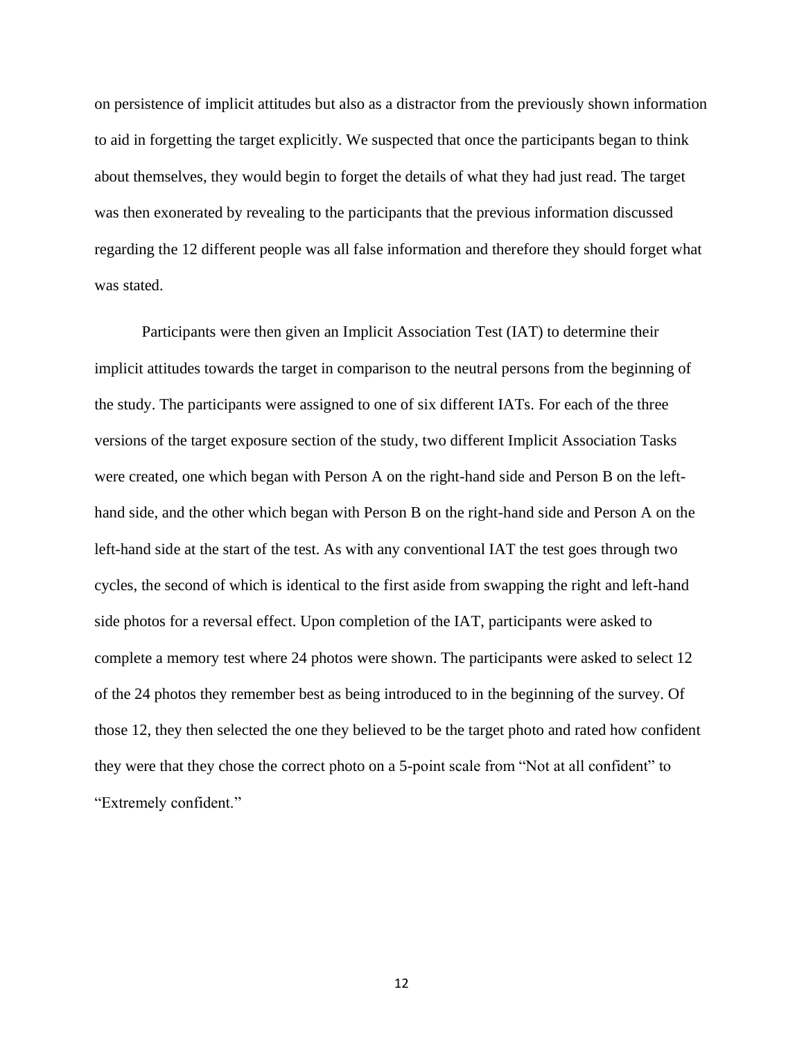on persistence of implicit attitudes but also as a distractor from the previously shown information to aid in forgetting the target explicitly. We suspected that once the participants began to think about themselves, they would begin to forget the details of what they had just read. The target was then exonerated by revealing to the participants that the previous information discussed regarding the 12 different people was all false information and therefore they should forget what was stated.

Participants were then given an Implicit Association Test (IAT) to determine their implicit attitudes towards the target in comparison to the neutral persons from the beginning of the study. The participants were assigned to one of six different IATs. For each of the three versions of the target exposure section of the study, two different Implicit Association Tasks were created, one which began with Person A on the right-hand side and Person B on the left-hand side, and the other which began with Person B on the right-hand side and Person A on the left-hand side at the start of the test. As with any conventional IAT the test goes through two cycles, the second of which is identical to the first aside from swapping the right and left-hand side photos for a reversal effect. Upon completion of the IAT, participants were asked to complete a memory test where 24 photos were shown. The participants were asked to select 12 of the 24 photos they remember best as being introduced to in the beginning of the survey. Of those 12, they then selected the one they believed to be the target photo and rated how confident they were that they chose the correct photo on a 5-point scale from "Not at all confident" to "Extremely confident."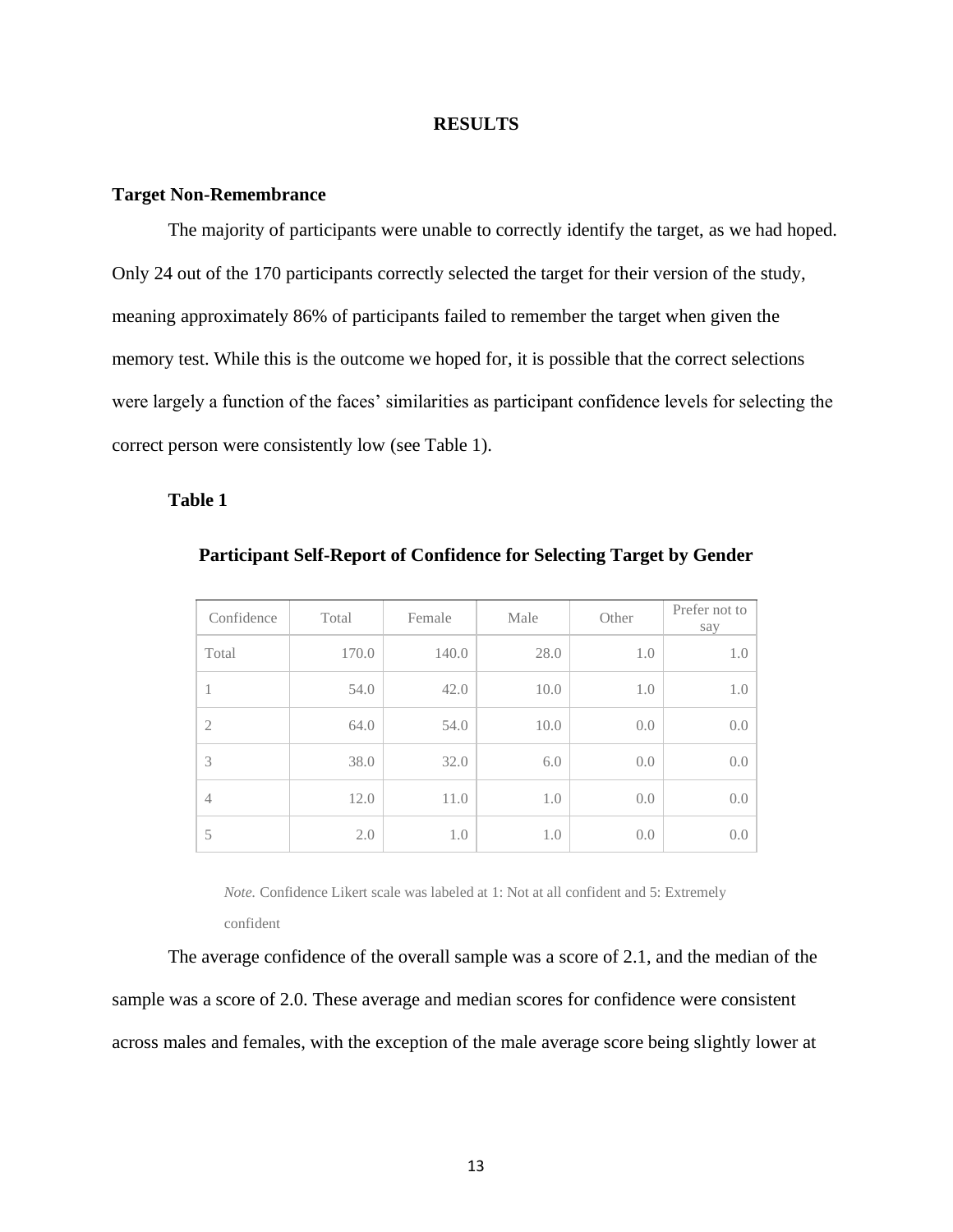# RESULTS

## Target Non-Remembrance

The majority of participants were unable to correctly identify the target, as we had hoped. Only 24 out of the 170 participants correctly selected the target for their version of the study, meaning approximately 86% of participants failed to remember the target when given the memory test. While this is the outcome we hoped for, it is possible that the correct selections were largely a function of the faces' similarities as participant confidence levels for selecting the correct person were consistently low (see Table 1).

**Table 1**

**Participant Self-Report of Confidence for Selecting Target by Gender**

| Confidence | Total | Female | Male | Other | Prefer not to say |
|---|---|---|---|---|---|
| Total | 170.0 | 140.0 | 28.0 | 1.0 | 1.0 |
| 1 | 54.0 | 42.0 | 10.0 | 1.0 | 1.0 |
| 2 | 64.0 | 54.0 | 10.0 | 0.0 | 0.0 |
| 3 | 38.0 | 32.0 | 6.0 | 0.0 | 0.0 |
| 4 | 12.0 | 11.0 | 1.0 | 0.0 | 0.0 |
| 5 | 2.0 | 1.0 | 1.0 | 0.0 | 0.0 |

*Note.* Confidence Likert scale was labeled at 1: Not at all confident and 5: Extremely confident

The average confidence of the overall sample was a score of 2.1, and the median of the sample was a score of 2.0. These average and median scores for confidence were consistent across males and females, with the exception of the male average score being slightly lower at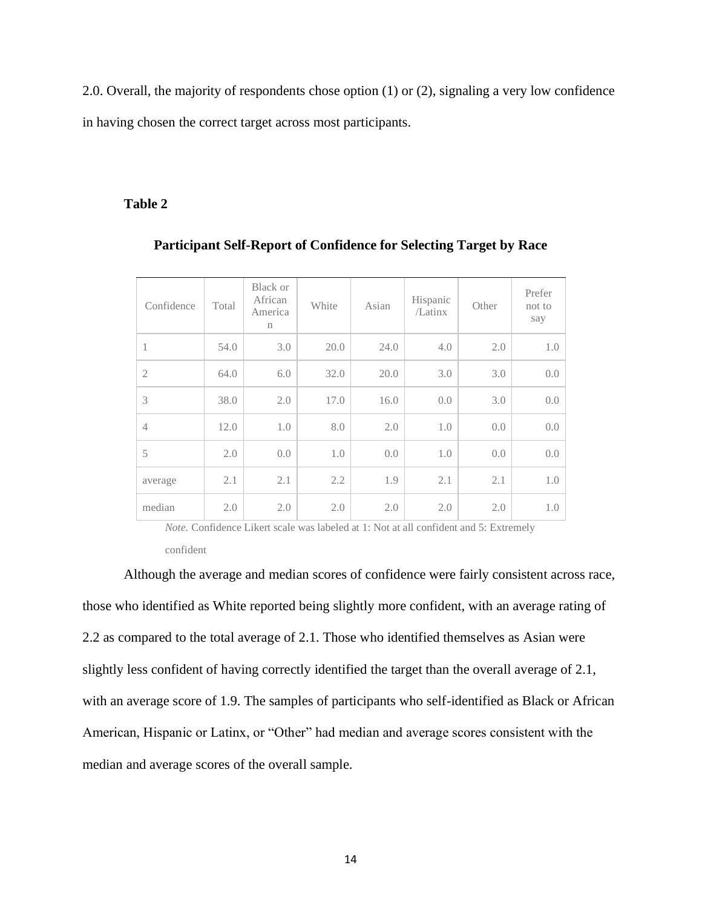2.0. Overall, the majority of respondents chose option (1) or (2), signaling a very low confidence in having chosen the correct target across most participants.

**Table 2**

**Participant Self-Report of Confidence for Selecting Target by Race**

| Confidence | Total | Black or African American | White | Asian | Hispanic /Latinx | Other | Prefer not to say |
|---|---|---|---|---|---|---|---|
| 1 | 54.0 | 3.0 | 20.0 | 24.0 | 4.0 | 2.0 | 1.0 |
| 2 | 64.0 | 6.0 | 32.0 | 20.0 | 3.0 | 3.0 | 0.0 |
| 3 | 38.0 | 2.0 | 17.0 | 16.0 | 0.0 | 3.0 | 0.0 |
| 4 | 12.0 | 1.0 | 8.0 | 2.0 | 1.0 | 0.0 | 0.0 |
| 5 | 2.0 | 0.0 | 1.0 | 0.0 | 1.0 | 0.0 | 0.0 |
| average | 2.1 | 2.1 | 2.2 | 1.9 | 2.1 | 2.1 | 1.0 |
| median | 2.0 | 2.0 | 2.0 | 2.0 | 2.0 | 2.0 | 1.0 |

*Note.* Confidence Likert scale was labeled at 1: Not at all confident and 5: Extremely confident

Although the average and median scores of confidence were fairly consistent across race, those who identified as White reported being slightly more confident, with an average rating of 2.2 as compared to the total average of 2.1. Those who identified themselves as Asian were slightly less confident of having correctly identified the target than the overall average of 2.1, with an average score of 1.9. The samples of participants who self-identified as Black or African American, Hispanic or Latinx, or "Other" had median and average scores consistent with the median and average scores of the overall sample.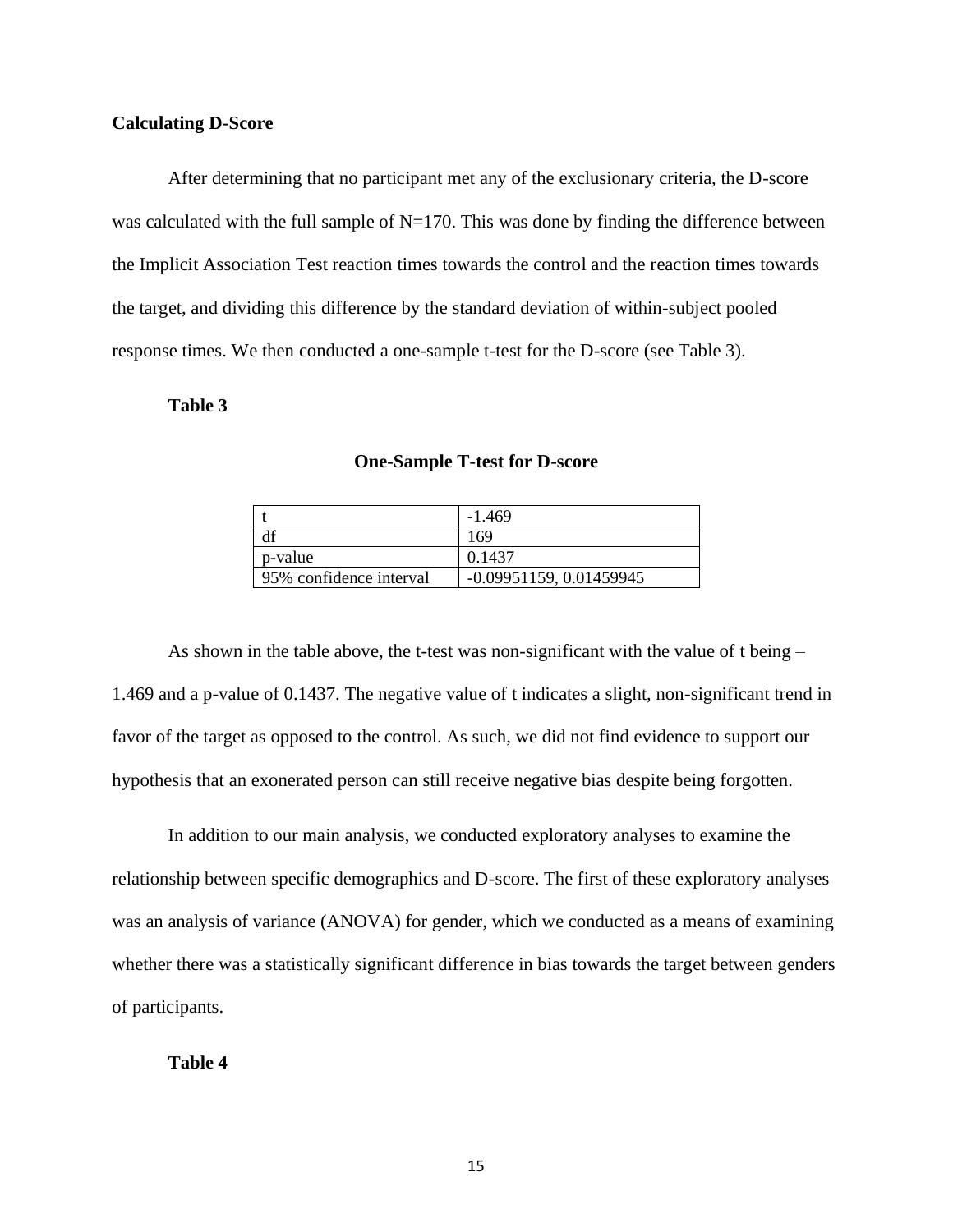**Calculating D-Score**

After determining that no participant met any of the exclusionary criteria, the D-score was calculated with the full sample of N=170. This was done by finding the difference between the Implicit Association Test reaction times towards the control and the reaction times towards the target, and dividing this difference by the standard deviation of within-subject pooled response times. We then conducted a one-sample t-test for the D-score (see Table 3).

**Table 3**

**One-Sample T-test for D-score**

| | |
|---|---|
| t | -1.469 |
| df | 169 |
| p-value | 0.1437 |
| 95% confidence interval | -0.09951159, 0.01459945 |

As shown in the table above, the t-test was non-significant with the value of t being –1.469 and a p-value of 0.1437. The negative value of t indicates a slight, non-significant trend in favor of the target as opposed to the control. As such, we did not find evidence to support our hypothesis that an exonerated person can still receive negative bias despite being forgotten.

In addition to our main analysis, we conducted exploratory analyses to examine the relationship between specific demographics and D-score. The first of these exploratory analyses was an analysis of variance (ANOVA) for gender, which we conducted as a means of examining whether there was a statistically significant difference in bias towards the target between genders of participants.

**Table 4**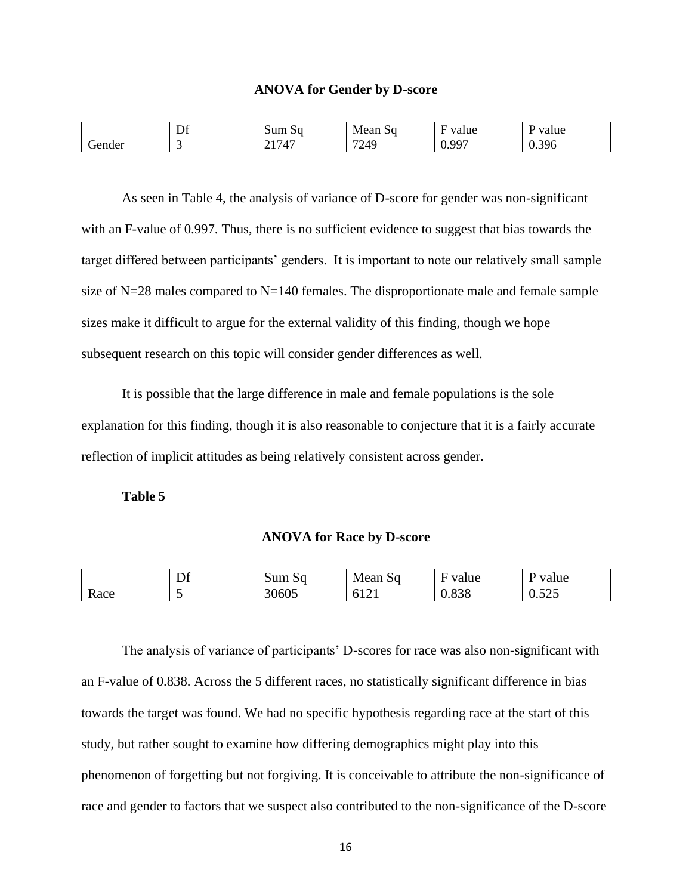**ANOVA for Gender by D-score**

| | Df | Sum Sq | Mean Sq | F value | P value |
|---|---|---|---|---|---|
| Gender | 3 | 21747 | 7249 | 0.997 | 0.396 |

As seen in Table 4, the analysis of variance of D-score for gender was non-significant with an F-value of 0.997. Thus, there is no sufficient evidence to suggest that bias towards the target differed between participants' genders. It is important to note our relatively small sample size of N=28 males compared to N=140 females. The disproportionate male and female sample sizes make it difficult to argue for the external validity of this finding, though we hope subsequent research on this topic will consider gender differences as well.

It is possible that the large difference in male and female populations is the sole explanation for this finding, though it is also reasonable to conjecture that it is a fairly accurate reflection of implicit attitudes as being relatively consistent across gender.

**Table 5**

**ANOVA for Race by D-score**

| | Df | Sum Sq | Mean Sq | F value | P value |
|---|---|---|---|---|---|
| Race | 5 | 30605 | 6121 | 0.838 | 0.525 |

The analysis of variance of participants' D-scores for race was also non-significant with an F-value of 0.838. Across the 5 different races, no statistically significant difference in bias towards the target was found. We had no specific hypothesis regarding race at the start of this study, but rather sought to examine how differing demographics might play into this phenomenon of forgetting but not forgiving. It is conceivable to attribute the non-significance of race and gender to factors that we suspect also contributed to the non-significance of the D-score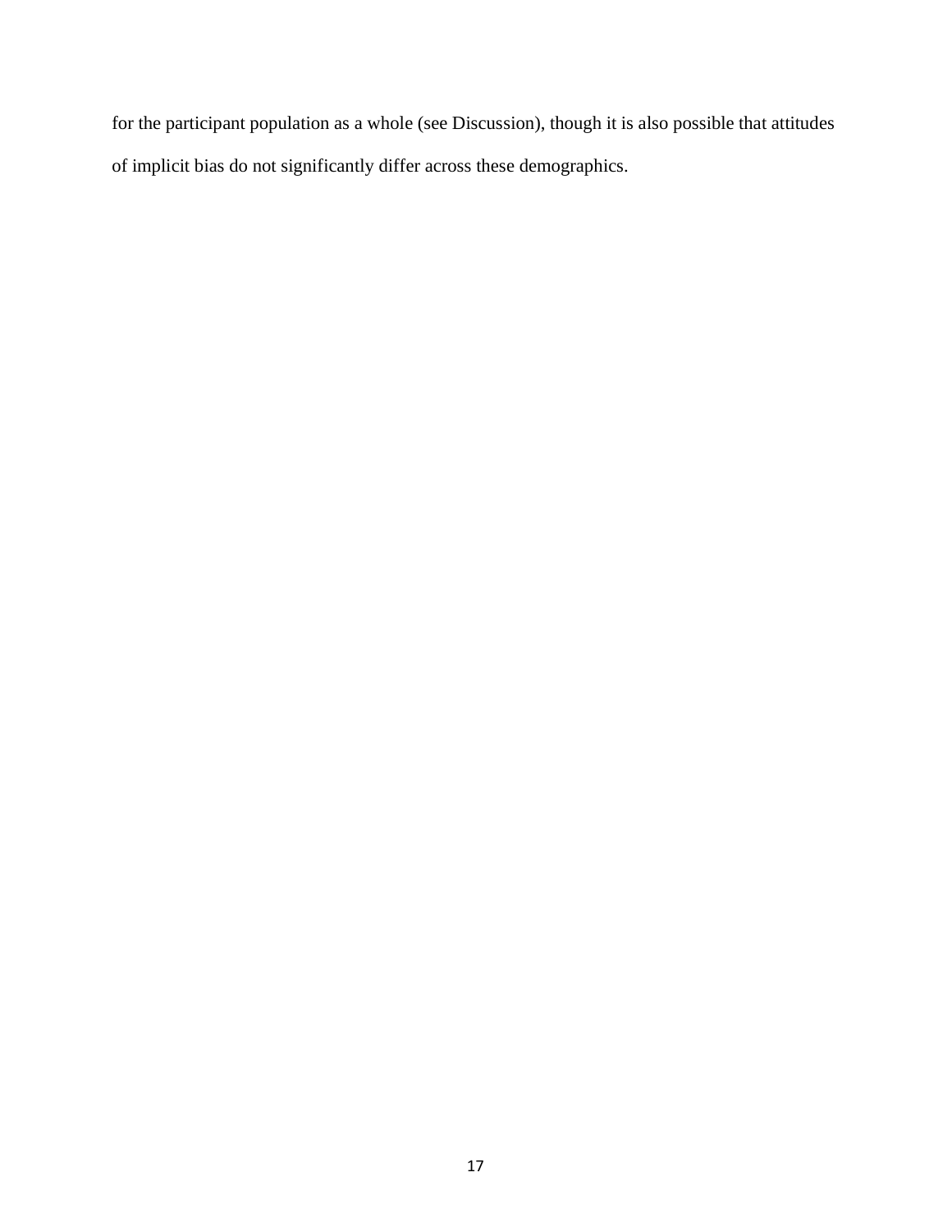for the participant population as a whole (see Discussion), though it is also possible that attitudes of implicit bias do not significantly differ across these demographics.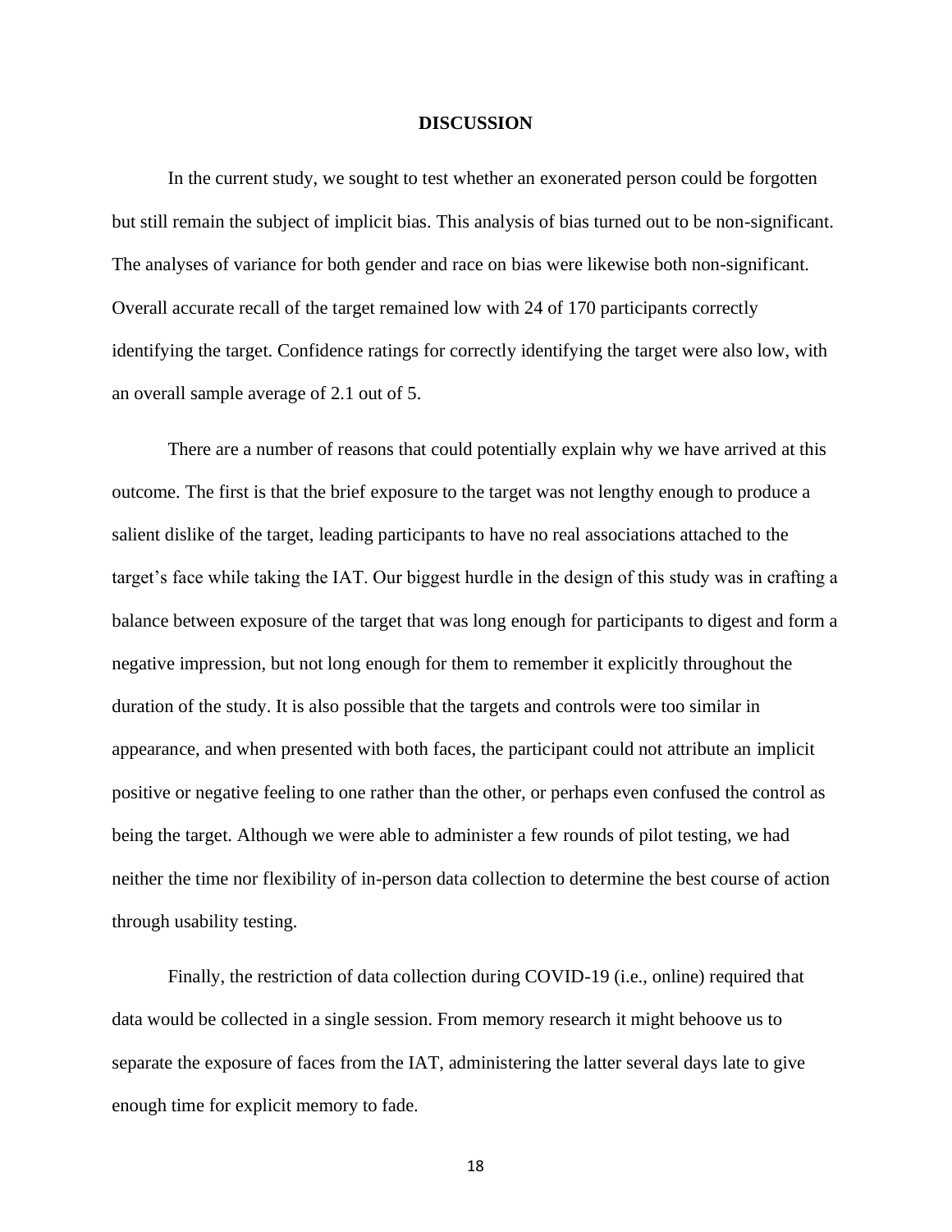# DISCUSSION

In the current study, we sought to test whether an exonerated person could be forgotten but still remain the subject of implicit bias. This analysis of bias turned out to be non-significant. The analyses of variance for both gender and race on bias were likewise both non-significant. Overall accurate recall of the target remained low with 24 of 170 participants correctly identifying the target. Confidence ratings for correctly identifying the target were also low, with an overall sample average of 2.1 out of 5.

There are a number of reasons that could potentially explain why we have arrived at this outcome. The first is that the brief exposure to the target was not lengthy enough to produce a salient dislike of the target, leading participants to have no real associations attached to the target's face while taking the IAT. Our biggest hurdle in the design of this study was in crafting a balance between exposure of the target that was long enough for participants to digest and form a negative impression, but not long enough for them to remember it explicitly throughout the duration of the study. It is also possible that the targets and controls were too similar in appearance, and when presented with both faces, the participant could not attribute an implicit positive or negative feeling to one rather than the other, or perhaps even confused the control as being the target. Although we were able to administer a few rounds of pilot testing, we had neither the time nor flexibility of in-person data collection to determine the best course of action through usability testing.

Finally, the restriction of data collection during COVID-19 (i.e., online) required that data would be collected in a single session. From memory research it might behoove us to separate the exposure of faces from the IAT, administering the latter several days late to give enough time for explicit memory to fade.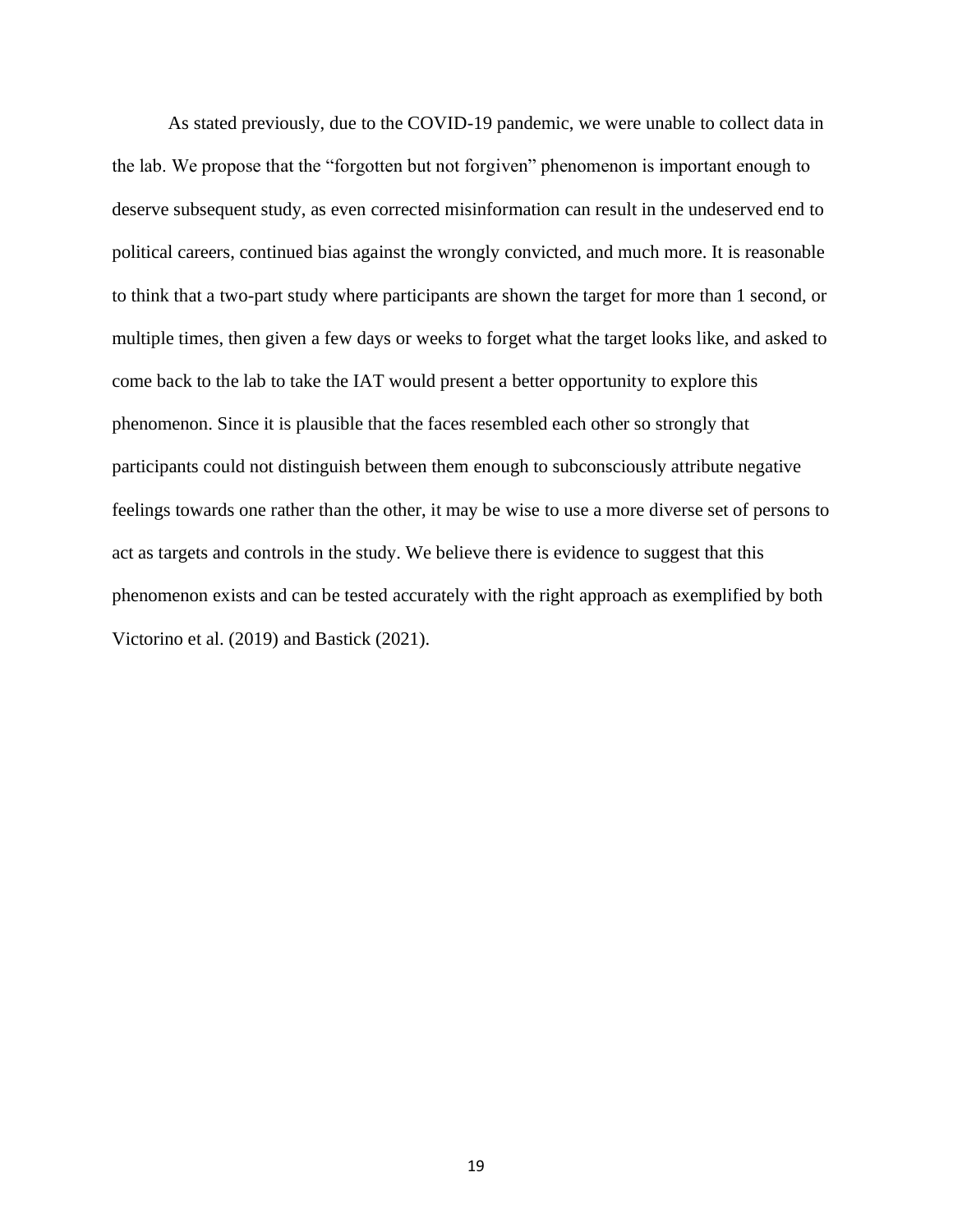As stated previously, due to the COVID-19 pandemic, we were unable to collect data in the lab. We propose that the "forgotten but not forgiven" phenomenon is important enough to deserve subsequent study, as even corrected misinformation can result in the undeserved end to political careers, continued bias against the wrongly convicted, and much more. It is reasonable to think that a two-part study where participants are shown the target for more than 1 second, or multiple times, then given a few days or weeks to forget what the target looks like, and asked to come back to the lab to take the IAT would present a better opportunity to explore this phenomenon. Since it is plausible that the faces resembled each other so strongly that participants could not distinguish between them enough to subconsciously attribute negative feelings towards one rather than the other, it may be wise to use a more diverse set of persons to act as targets and controls in the study. We believe there is evidence to suggest that this phenomenon exists and can be tested accurately with the right approach as exemplified by both Victorino et al. (2019) and Bastick (2021).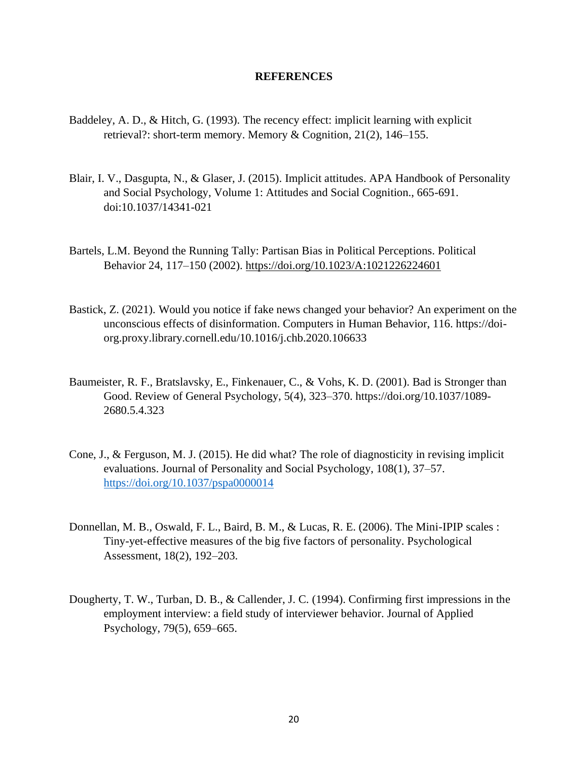# REFERENCES

Baddeley, A. D., & Hitch, G. (1993). The recency effect: implicit learning with explicit retrieval?: short-term memory. Memory & Cognition, 21(2), 146–155.

Blair, I. V., Dasgupta, N., & Glaser, J. (2015). Implicit attitudes. APA Handbook of Personality and Social Psychology, Volume 1: Attitudes and Social Cognition., 665-691. doi:10.1037/14341-021

Bartels, L.M. Beyond the Running Tally: Partisan Bias in Political Perceptions. Political Behavior 24, 117–150 (2002). https://doi.org/10.1023/A:1021226224601

Bastick, Z. (2021). Would you notice if fake news changed your behavior? An experiment on the unconscious effects of disinformation. Computers in Human Behavior, 116. https://doi-org.proxy.library.cornell.edu/10.1016/j.chb.2020.106633

Baumeister, R. F., Bratslavsky, E., Finkenauer, C., & Vohs, K. D. (2001). Bad is Stronger than Good. Review of General Psychology, 5(4), 323–370. https://doi.org/10.1037/1089-2680.5.4.323

Cone, J., & Ferguson, M. J. (2015). He did what? The role of diagnosticity in revising implicit evaluations. Journal of Personality and Social Psychology, 108(1), 37–57. https://doi.org/10.1037/pspa0000014

Donnellan, M. B., Oswald, F. L., Baird, B. M., & Lucas, R. E. (2006). The Mini-IPIP scales : Tiny-yet-effective measures of the big five factors of personality. Psychological Assessment, 18(2), 192–203.

Dougherty, T. W., Turban, D. B., & Callender, J. C. (1994). Confirming first impressions in the employment interview: a field study of interviewer behavior. Journal of Applied Psychology, 79(5), 659–665.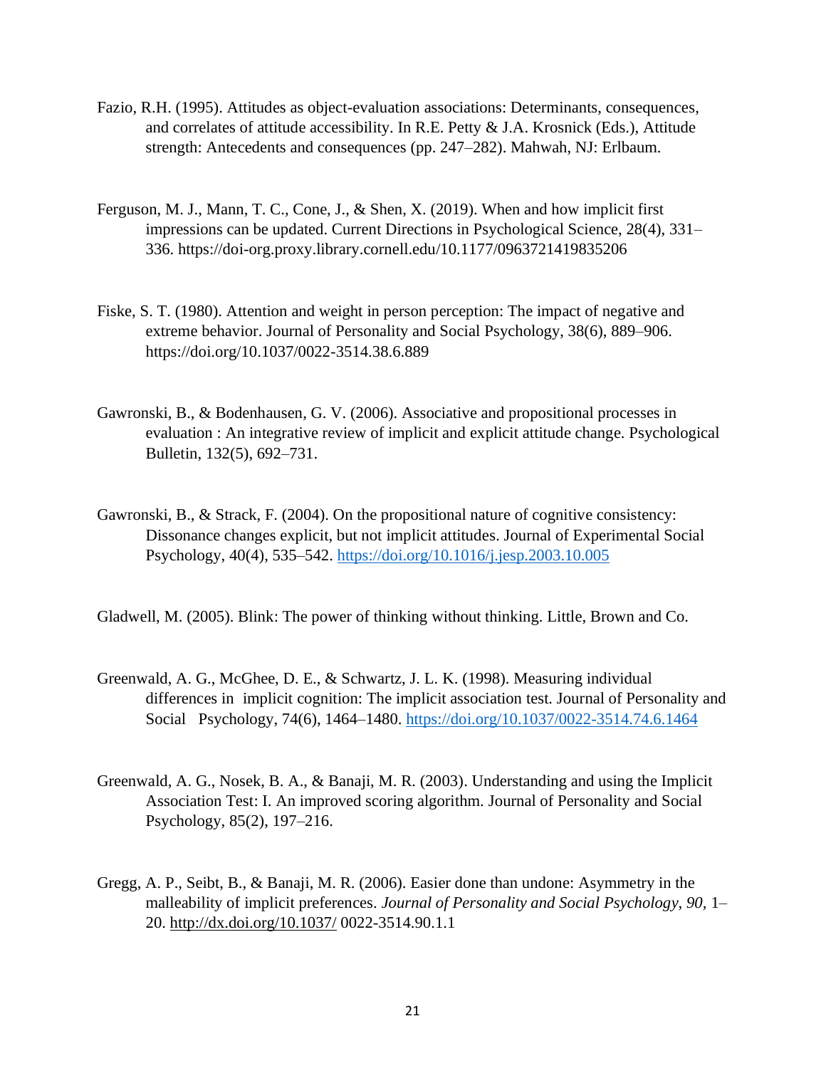Fazio, R.H. (1995). Attitudes as object-evaluation associations: Determinants, consequences, and correlates of attitude accessibility. In R.E. Petty & J.A. Krosnick (Eds.), Attitude strength: Antecedents and consequences (pp. 247–282). Mahwah, NJ: Erlbaum.

Ferguson, M. J., Mann, T. C., Cone, J., & Shen, X. (2019). When and how implicit first impressions can be updated. Current Directions in Psychological Science, 28(4), 331–336. https://doi-org.proxy.library.cornell.edu/10.1177/0963721419835206

Fiske, S. T. (1980). Attention and weight in person perception: The impact of negative and extreme behavior. Journal of Personality and Social Psychology, 38(6), 889–906. https://doi.org/10.1037/0022-3514.38.6.889

Gawronski, B., & Bodenhausen, G. V. (2006). Associative and propositional processes in evaluation : An integrative review of implicit and explicit attitude change. Psychological Bulletin, 132(5), 692–731.

Gawronski, B., & Strack, F. (2004). On the propositional nature of cognitive consistency: Dissonance changes explicit, but not implicit attitudes. Journal of Experimental Social Psychology, 40(4), 535–542. https://doi.org/10.1016/j.jesp.2003.10.005

Gladwell, M. (2005). Blink: The power of thinking without thinking. Little, Brown and Co.

Greenwald, A. G., McGhee, D. E., & Schwartz, J. L. K. (1998). Measuring individual differences in implicit cognition: The implicit association test. Journal of Personality and Social Psychology, 74(6), 1464–1480. https://doi.org/10.1037/0022-3514.74.6.1464

Greenwald, A. G., Nosek, B. A., & Banaji, M. R. (2003). Understanding and using the Implicit Association Test: I. An improved scoring algorithm. Journal of Personality and Social Psychology, 85(2), 197–216.

Gregg, A. P., Seibt, B., & Banaji, M. R. (2006). Easier done than undone: Asymmetry in the malleability of implicit preferences. *Journal of Personality and Social Psychology, 90,* 1–20. http://dx.doi.org/10.1037/ 0022-3514.90.1.1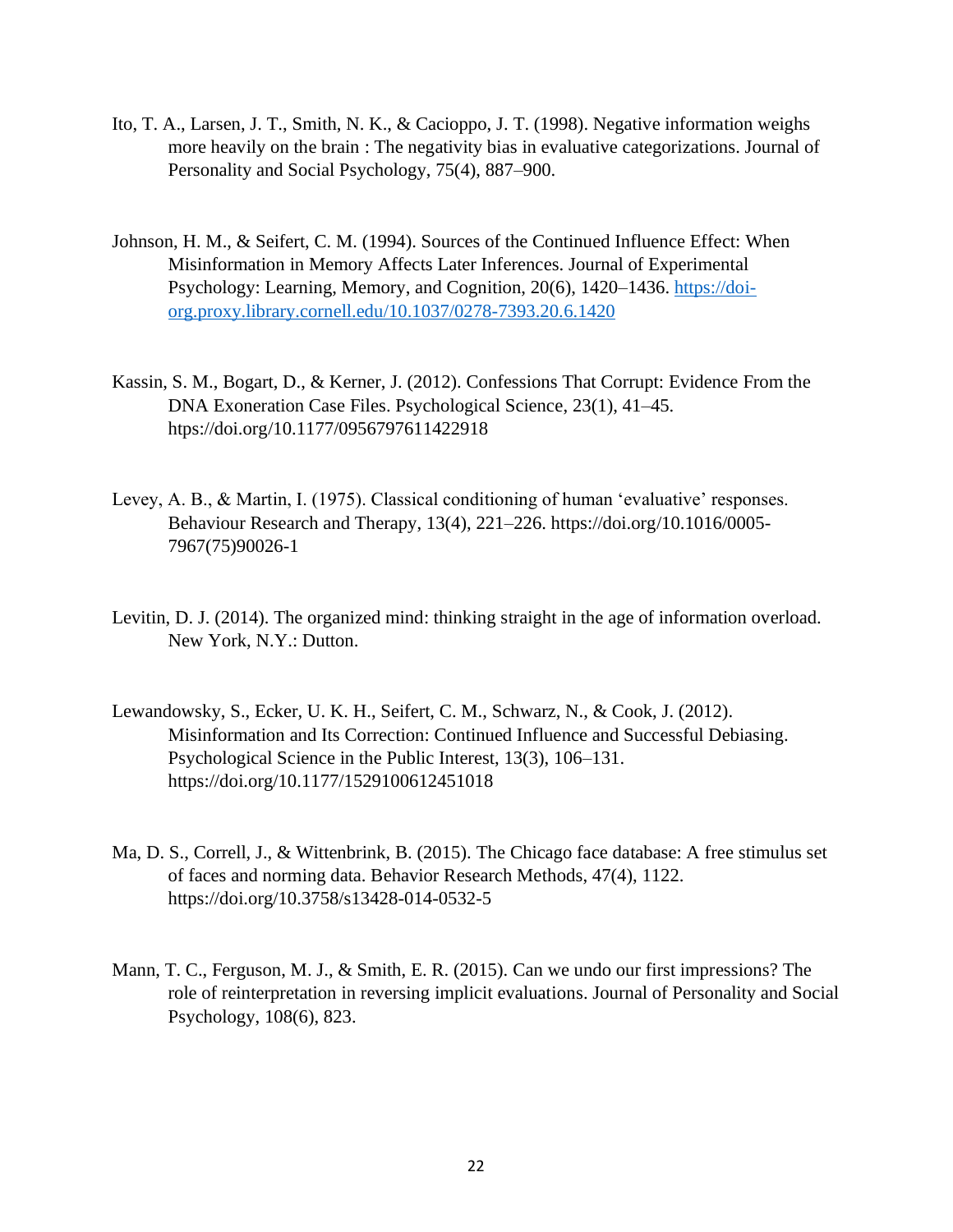Ito, T. A., Larsen, J. T., Smith, N. K., & Cacioppo, J. T. (1998). Negative information weighs more heavily on the brain : The negativity bias in evaluative categorizations. Journal of Personality and Social Psychology, 75(4), 887–900.

Johnson, H. M., & Seifert, C. M. (1994). Sources of the Continued Influence Effect: When Misinformation in Memory Affects Later Inferences. Journal of Experimental Psychology: Learning, Memory, and Cognition, 20(6), 1420–1436. https://doi-org.proxy.library.cornell.edu/10.1037/0278-7393.20.6.1420

Kassin, S. M., Bogart, D., & Kerner, J. (2012). Confessions That Corrupt: Evidence From the DNA Exoneration Case Files. Psychological Science, 23(1), 41–45. https://doi.org/10.1177/0956797611422918

Levey, A. B., & Martin, I. (1975). Classical conditioning of human 'evaluative' responses. Behaviour Research and Therapy, 13(4), 221–226. https://doi.org/10.1016/0005-7967(75)90026-1

Levitin, D. J. (2014). The organized mind: thinking straight in the age of information overload. New York, N.Y.: Dutton.

Lewandowsky, S., Ecker, U. K. H., Seifert, C. M., Schwarz, N., & Cook, J. (2012). Misinformation and Its Correction: Continued Influence and Successful Debiasing. Psychological Science in the Public Interest, 13(3), 106–131. https://doi.org/10.1177/1529100612451018

Ma, D. S., Correll, J., & Wittenbrink, B. (2015). The Chicago face database: A free stimulus set of faces and norming data. Behavior Research Methods, 47(4), 1122. https://doi.org/10.3758/s13428-014-0532-5

Mann, T. C., Ferguson, M. J., & Smith, E. R. (2015). Can we undo our first impressions? The role of reinterpretation in reversing implicit evaluations. Journal of Personality and Social Psychology, 108(6), 823.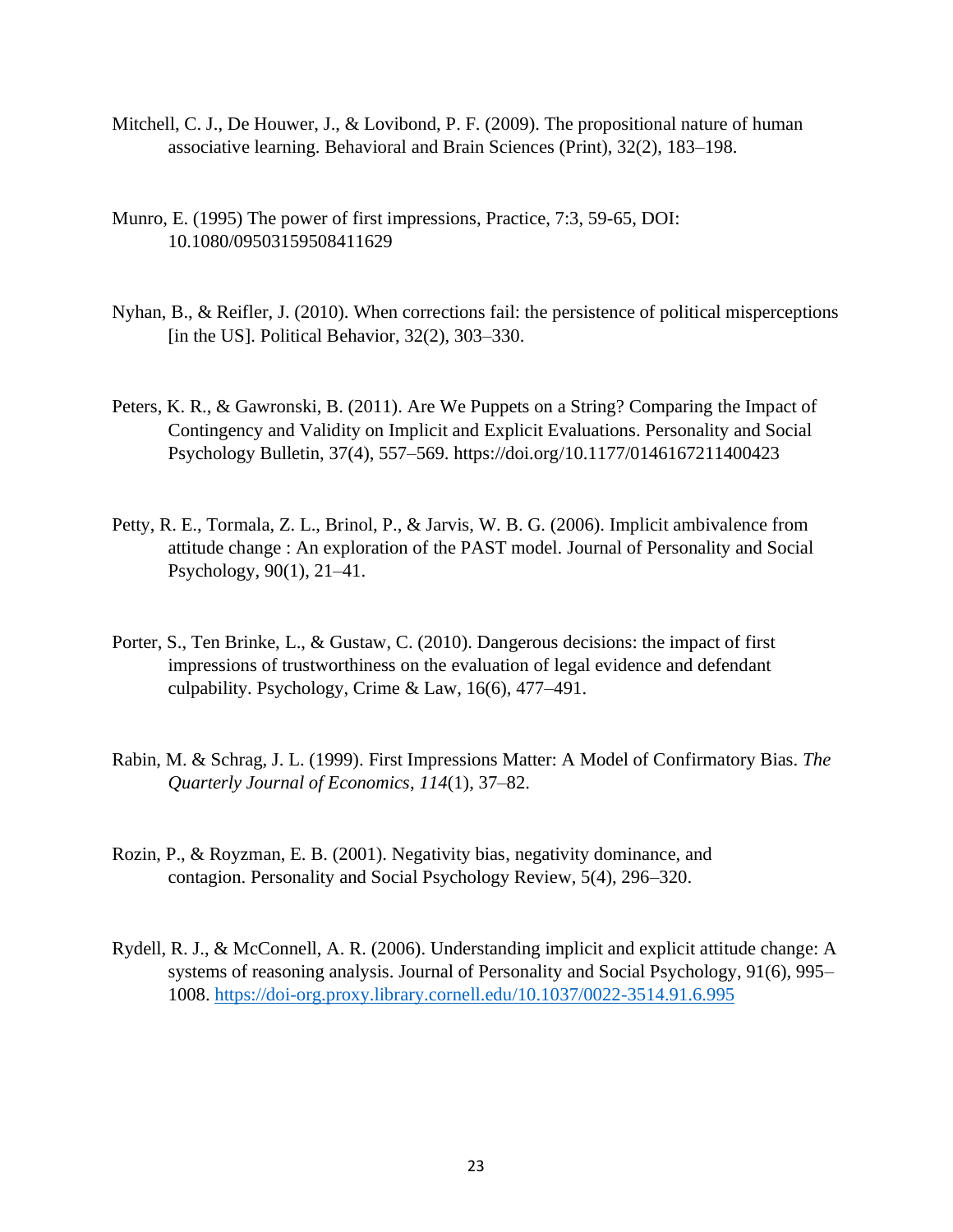Mitchell, C. J., De Houwer, J., & Lovibond, P. F. (2009). The propositional nature of human associative learning. Behavioral and Brain Sciences (Print), 32(2), 183–198.

Munro, E. (1995) The power of first impressions, Practice, 7:3, 59-65, DOI: 10.1080/09503159508411629

Nyhan, B., & Reifler, J. (2010). When corrections fail: the persistence of political misperceptions [in the US]. Political Behavior, 32(2), 303–330.

Peters, K. R., & Gawronski, B. (2011). Are We Puppets on a String? Comparing the Impact of Contingency and Validity on Implicit and Explicit Evaluations. Personality and Social Psychology Bulletin, 37(4), 557–569. https://doi.org/10.1177/0146167211400423

Petty, R. E., Tormala, Z. L., Brinol, P., & Jarvis, W. B. G. (2006). Implicit ambivalence from attitude change : An exploration of the PAST model. Journal of Personality and Social Psychology, 90(1), 21–41.

Porter, S., Ten Brinke, L., & Gustaw, C. (2010). Dangerous decisions: the impact of first impressions of trustworthiness on the evaluation of legal evidence and defendant culpability. Psychology, Crime & Law, 16(6), 477–491.

Rabin, M. & Schrag, J. L. (1999). First Impressions Matter: A Model of Confirmatory Bias. *The Quarterly Journal of Economics*, *114*(1), 37–82.

Rozin, P., & Royzman, E. B. (2001). Negativity bias, negativity dominance, and contagion. Personality and Social Psychology Review, 5(4), 296–320.

Rydell, R. J., & McConnell, A. R. (2006). Understanding implicit and explicit attitude change: A systems of reasoning analysis. Journal of Personality and Social Psychology, 91(6), 995–1008. https://doi-org.proxy.library.cornell.edu/10.1037/0022-3514.91.6.995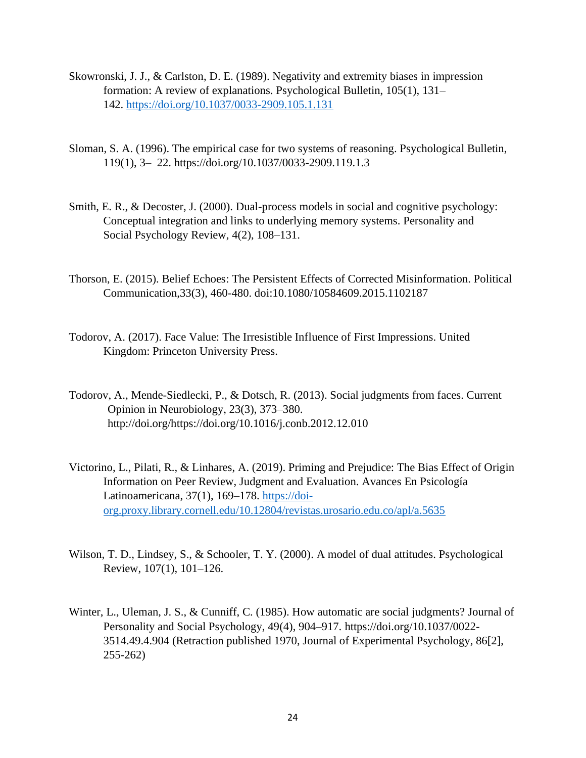Skowronski, J. J., & Carlston, D. E. (1989). Negativity and extremity biases in impression formation: A review of explanations. Psychological Bulletin, 105(1), 131–142. https://doi.org/10.1037/0033-2909.105.1.131

Sloman, S. A. (1996). The empirical case for two systems of reasoning. Psychological Bulletin, 119(1), 3– 22. https://doi.org/10.1037/0033-2909.119.1.3

Smith, E. R., & Decoster, J. (2000). Dual-process models in social and cognitive psychology: Conceptual integration and links to underlying memory systems. Personality and Social Psychology Review, 4(2), 108–131.

Thorson, E. (2015). Belief Echoes: The Persistent Effects of Corrected Misinformation. Political Communication,33(3), 460-480. doi:10.1080/10584609.2015.1102187

Todorov, A. (2017). Face Value: The Irresistible Influence of First Impressions. United Kingdom: Princeton University Press.

Todorov, A., Mende-Siedlecki, P., & Dotsch, R. (2013). Social judgments from faces. Current Opinion in Neurobiology, 23(3), 373–380. http://doi.org/https://doi.org/10.1016/j.conb.2012.12.010

Victorino, L., Pilati, R., & Linhares, A. (2019). Priming and Prejudice: The Bias Effect of Origin Information on Peer Review, Judgment and Evaluation. Avances En Psicología Latinoamericana, 37(1), 169–178. https://doi-org.proxy.library.cornell.edu/10.12804/revistas.urosario.edu.co/apl/a.5635

Wilson, T. D., Lindsey, S., & Schooler, T. Y. (2000). A model of dual attitudes. Psychological Review, 107(1), 101–126.

Winter, L., Uleman, J. S., & Cunniff, C. (1985). How automatic are social judgments? Journal of Personality and Social Psychology, 49(4), 904–917. https://doi.org/10.1037/0022-3514.49.4.904 (Retraction published 1970, Journal of Experimental Psychology, 86[2], 255-262)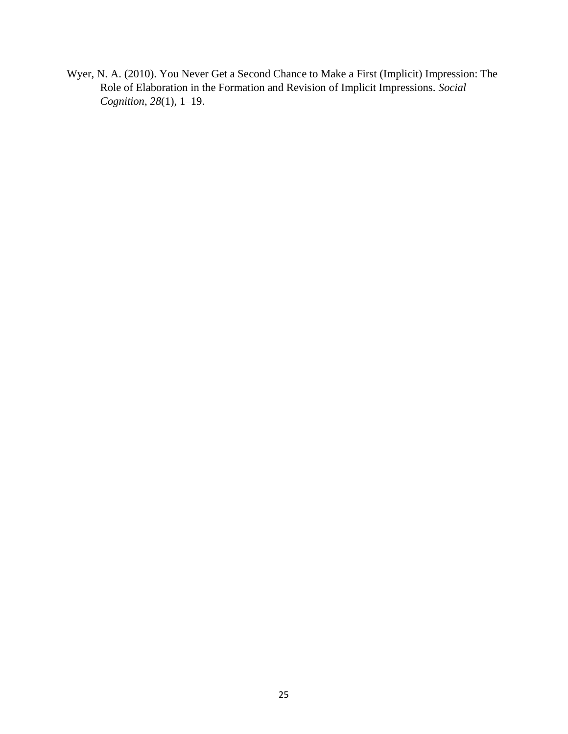Wyer, N. A. (2010). You Never Get a Second Chance to Make a First (Implicit) Impression: The Role of Elaboration in the Formation and Revision of Implicit Impressions. *Social Cognition*, *28*(1), 1–19.